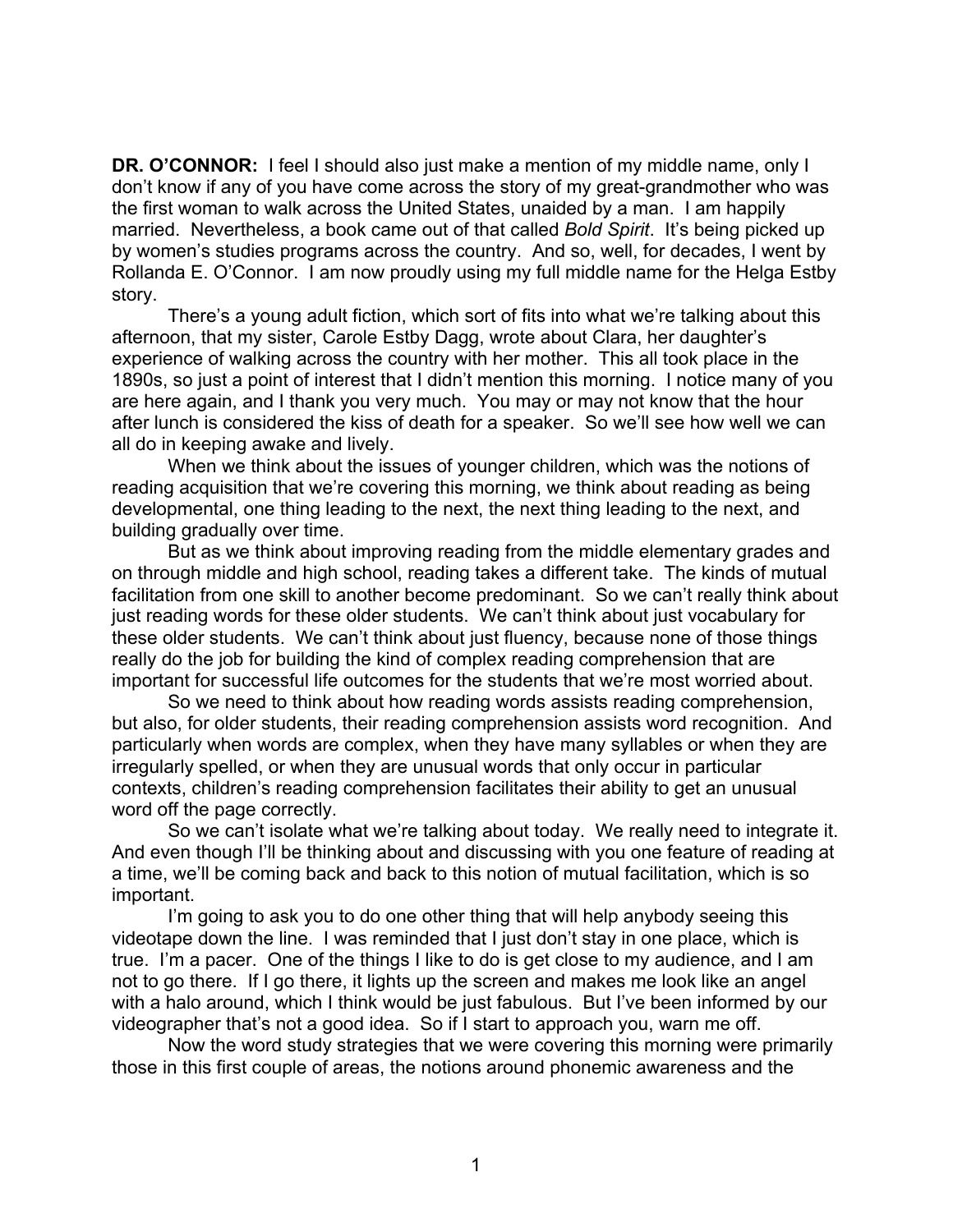**DR. O'CONNOR:** I feel I should also just make a mention of my middle name, only I don't know if any of you have come across the story of my great-grandmother who was the first woman to walk across the United States, unaided by a man. I am happily married. Nevertheless, a book came out of that called *Bold Spirit*. It's being picked up by women's studies programs across the country. And so, well, for decades, I went by Rollanda E. O'Connor. I am now proudly using my full middle name for the Helga Estby story.

There's a young adult fiction, which sort of fits into what we're talking about this afternoon, that my sister, Carole Estby Dagg, wrote about Clara, her daughter's experience of walking across the country with her mother. This all took place in the 1890s, so just a point of interest that I didn't mention this morning. I notice many of you are here again, and I thank you very much. You may or may not know that the hour after lunch is considered the kiss of death for a speaker. So we'll see how well we can all do in keeping awake and lively.

When we think about the issues of younger children, which was the notions of reading acquisition that we're covering this morning, we think about reading as being developmental, one thing leading to the next, the next thing leading to the next, and building gradually over time.

But as we think about improving reading from the middle elementary grades and on through middle and high school, reading takes a different take. The kinds of mutual facilitation from one skill to another become predominant. So we can't really think about just reading words for these older students. We can't think about just vocabulary for these older students. We can't think about just fluency, because none of those things really do the job for building the kind of complex reading comprehension that are important for successful life outcomes for the students that we're most worried about.

So we need to think about how reading words assists reading comprehension, but also, for older students, their reading comprehension assists word recognition. And particularly when words are complex, when they have many syllables or when they are irregularly spelled, or when they are unusual words that only occur in particular contexts, children's reading comprehension facilitates their ability to get an unusual word off the page correctly.

So we can't isolate what we're talking about today. We really need to integrate it. And even though I'll be thinking about and discussing with you one feature of reading at a time, we'll be coming back and back to this notion of mutual facilitation, which is so important.

I'm going to ask you to do one other thing that will help anybody seeing this videotape down the line. I was reminded that I just don't stay in one place, which is true. I'm a pacer. One of the things I like to do is get close to my audience, and I am not to go there. If I go there, it lights up the screen and makes me look like an angel with a halo around, which I think would be just fabulous. But I've been informed by our videographer that's not a good idea. So if I start to approach you, warn me off.

Now the word study strategies that we were covering this morning were primarily those in this first couple of areas, the notions around phonemic awareness and the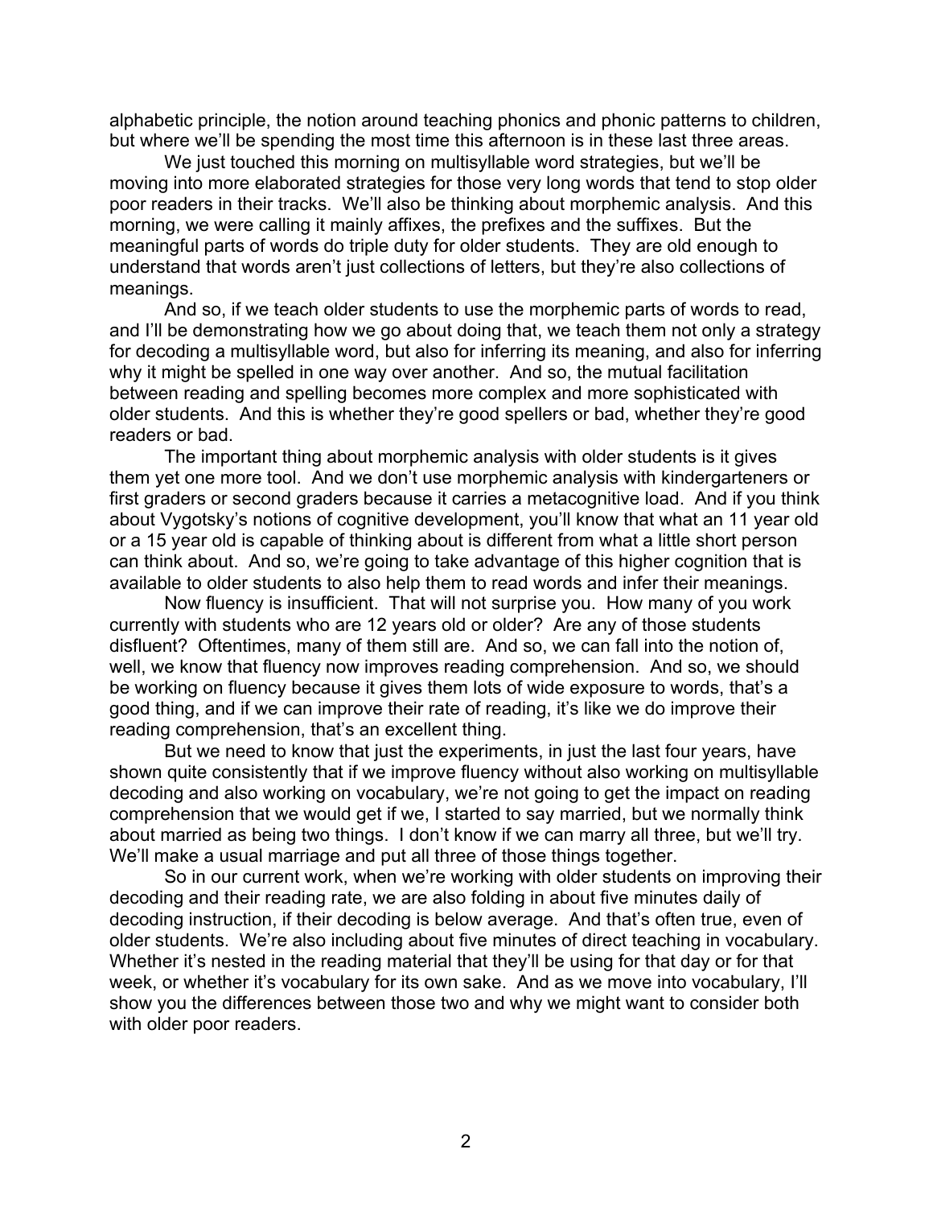alphabetic principle, the notion around teaching phonics and phonic patterns to children, but where we'll be spending the most time this afternoon is in these last three areas.

We just touched this morning on multisyllable word strategies, but we'll be moving into more elaborated strategies for those very long words that tend to stop older poor readers in their tracks. We'll also be thinking about morphemic analysis. And this morning, we were calling it mainly affixes, the prefixes and the suffixes. But the meaningful parts of words do triple duty for older students. They are old enough to understand that words aren't just collections of letters, but they're also collections of meanings.

And so, if we teach older students to use the morphemic parts of words to read, and I'll be demonstrating how we go about doing that, we teach them not only a strategy for decoding a multisyllable word, but also for inferring its meaning, and also for inferring why it might be spelled in one way over another. And so, the mutual facilitation between reading and spelling becomes more complex and more sophisticated with older students. And this is whether they're good spellers or bad, whether they're good readers or bad.

The important thing about morphemic analysis with older students is it gives them yet one more tool. And we don't use morphemic analysis with kindergarteners or first graders or second graders because it carries a metacognitive load. And if you think about Vygotsky's notions of cognitive development, you'll know that what an 11 year old or a 15 year old is capable of thinking about is different from what a little short person can think about. And so, we're going to take advantage of this higher cognition that is available to older students to also help them to read words and infer their meanings.

Now fluency is insufficient. That will not surprise you. How many of you work currently with students who are 12 years old or older? Are any of those students disfluent? Oftentimes, many of them still are. And so, we can fall into the notion of, well, we know that fluency now improves reading comprehension. And so, we should be working on fluency because it gives them lots of wide exposure to words, that's a good thing, and if we can improve their rate of reading, it's like we do improve their reading comprehension, that's an excellent thing.

But we need to know that just the experiments, in just the last four years, have shown quite consistently that if we improve fluency without also working on multisyllable decoding and also working on vocabulary, we're not going to get the impact on reading comprehension that we would get if we, I started to say married, but we normally think about married as being two things. I don't know if we can marry all three, but we'll try. We'll make a usual marriage and put all three of those things together.

So in our current work, when we're working with older students on improving their decoding and their reading rate, we are also folding in about five minutes daily of decoding instruction, if their decoding is below average. And that's often true, even of older students. We're also including about five minutes of direct teaching in vocabulary. Whether it's nested in the reading material that they'll be using for that day or for that week, or whether it's vocabulary for its own sake. And as we move into vocabulary, I'll show you the differences between those two and why we might want to consider both with older poor readers.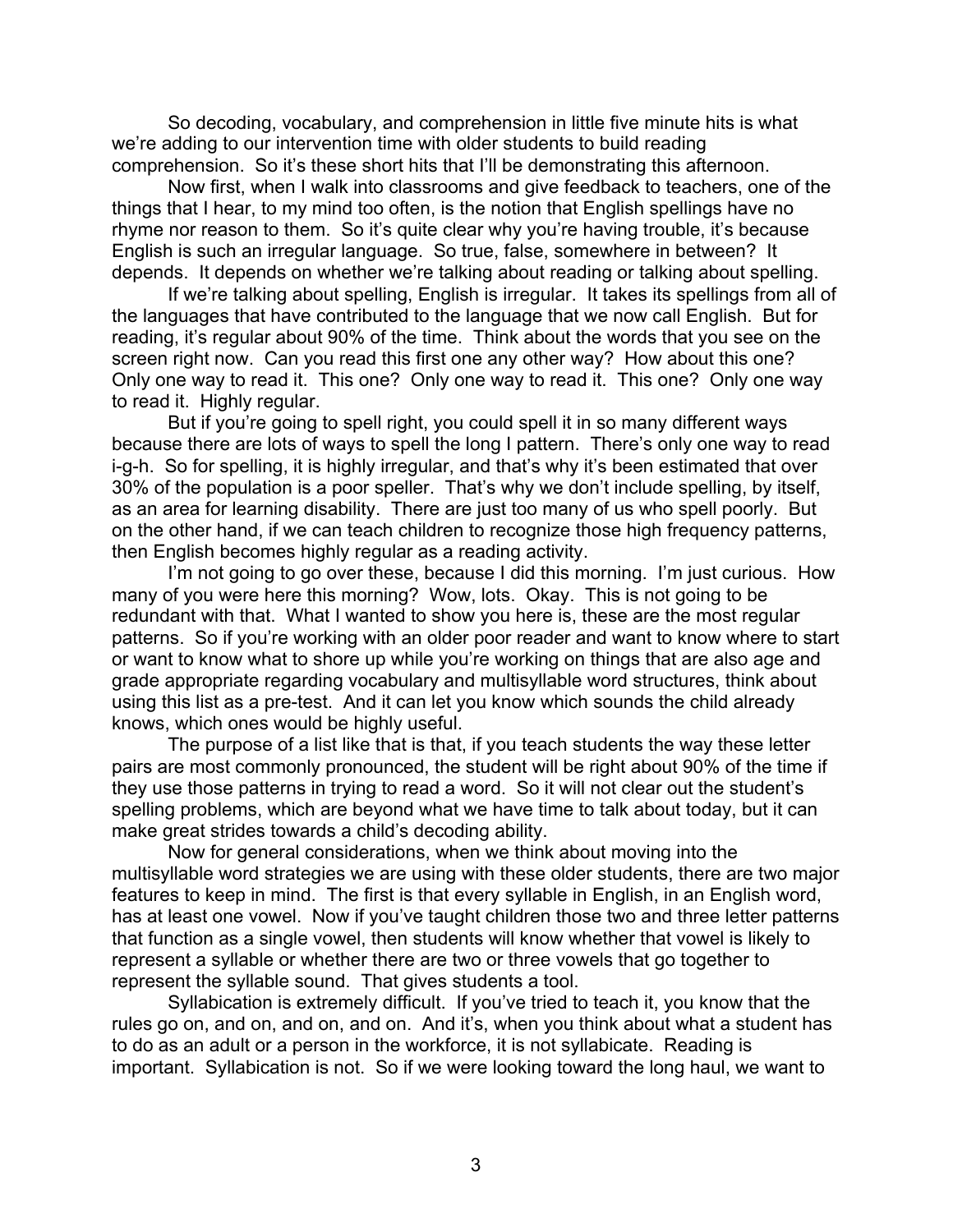So decoding, vocabulary, and comprehension in little five minute hits is what we're adding to our intervention time with older students to build reading comprehension. So it's these short hits that I'll be demonstrating this afternoon.

Now first, when I walk into classrooms and give feedback to teachers, one of the things that I hear, to my mind too often, is the notion that English spellings have no rhyme nor reason to them. So it's quite clear why you're having trouble, it's because English is such an irregular language. So true, false, somewhere in between? It depends. It depends on whether we're talking about reading or talking about spelling.

If we're talking about spelling, English is irregular. It takes its spellings from all of the languages that have contributed to the language that we now call English. But for reading, it's regular about 90% of the time. Think about the words that you see on the screen right now. Can you read this first one any other way? How about this one? Only one way to read it. This one? Only one way to read it. This one? Only one way to read it. Highly regular.

But if you're going to spell right, you could spell it in so many different ways because there are lots of ways to spell the long I pattern. There's only one way to read i-g-h. So for spelling, it is highly irregular, and that's why it's been estimated that over 30% of the population is a poor speller. That's why we don't include spelling, by itself, as an area for learning disability. There are just too many of us who spell poorly. But on the other hand, if we can teach children to recognize those high frequency patterns, then English becomes highly regular as a reading activity.

I'm not going to go over these, because I did this morning. I'm just curious. How many of you were here this morning? Wow, lots. Okay. This is not going to be redundant with that. What I wanted to show you here is, these are the most regular patterns. So if you're working with an older poor reader and want to know where to start or want to know what to shore up while you're working on things that are also age and grade appropriate regarding vocabulary and multisyllable word structures, think about using this list as a pre-test. And it can let you know which sounds the child already knows, which ones would be highly useful.

The purpose of a list like that is that, if you teach students the way these letter pairs are most commonly pronounced, the student will be right about 90% of the time if they use those patterns in trying to read a word. So it will not clear out the student's spelling problems, which are beyond what we have time to talk about today, but it can make great strides towards a child's decoding ability.

Now for general considerations, when we think about moving into the multisyllable word strategies we are using with these older students, there are two major features to keep in mind. The first is that every syllable in English, in an English word, has at least one vowel. Now if you've taught children those two and three letter patterns that function as a single vowel, then students will know whether that vowel is likely to represent a syllable or whether there are two or three vowels that go together to represent the syllable sound. That gives students a tool.

Syllabication is extremely difficult. If you've tried to teach it, you know that the rules go on, and on, and on, and on. And it's, when you think about what a student has to do as an adult or a person in the workforce, it is not syllabicate. Reading is important. Syllabication is not. So if we were looking toward the long haul, we want to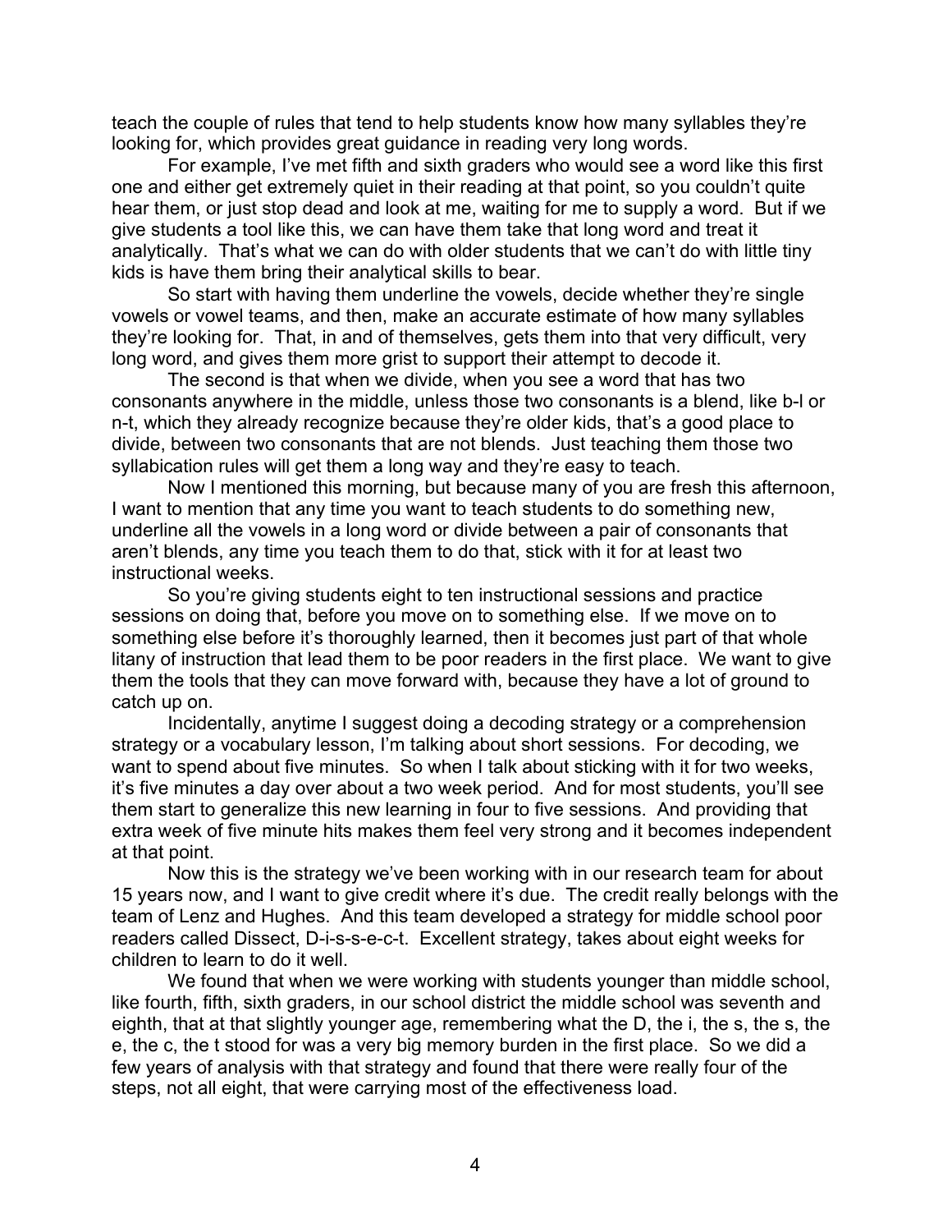teach the couple of rules that tend to help students know how many syllables they're looking for, which provides great guidance in reading very long words.

For example, I've met fifth and sixth graders who would see a word like this first one and either get extremely quiet in their reading at that point, so you couldn't quite hear them, or just stop dead and look at me, waiting for me to supply a word. But if we give students a tool like this, we can have them take that long word and treat it analytically. That's what we can do with older students that we can't do with little tiny kids is have them bring their analytical skills to bear.

So start with having them underline the vowels, decide whether they're single vowels or vowel teams, and then, make an accurate estimate of how many syllables they're looking for. That, in and of themselves, gets them into that very difficult, very long word, and gives them more grist to support their attempt to decode it.

The second is that when we divide, when you see a word that has two consonants anywhere in the middle, unless those two consonants is a blend, like b-l or n-t, which they already recognize because they're older kids, that's a good place to divide, between two consonants that are not blends. Just teaching them those two syllabication rules will get them a long way and they're easy to teach.

Now I mentioned this morning, but because many of you are fresh this afternoon, I want to mention that any time you want to teach students to do something new, underline all the vowels in a long word or divide between a pair of consonants that aren't blends, any time you teach them to do that, stick with it for at least two instructional weeks.

So you're giving students eight to ten instructional sessions and practice sessions on doing that, before you move on to something else. If we move on to something else before it's thoroughly learned, then it becomes just part of that whole litany of instruction that lead them to be poor readers in the first place. We want to give them the tools that they can move forward with, because they have a lot of ground to catch up on.

Incidentally, anytime I suggest doing a decoding strategy or a comprehension strategy or a vocabulary lesson, I'm talking about short sessions. For decoding, we want to spend about five minutes. So when I talk about sticking with it for two weeks, it's five minutes a day over about a two week period. And for most students, you'll see them start to generalize this new learning in four to five sessions. And providing that extra week of five minute hits makes them feel very strong and it becomes independent at that point.

Now this is the strategy we've been working with in our research team for about 15 years now, and I want to give credit where it's due. The credit really belongs with the team of Lenz and Hughes. And this team developed a strategy for middle school poor readers called Dissect, D-i-s-s-e-c-t. Excellent strategy, takes about eight weeks for children to learn to do it well.

We found that when we were working with students younger than middle school, like fourth, fifth, sixth graders, in our school district the middle school was seventh and eighth, that at that slightly younger age, remembering what the D, the i, the s, the s, the e, the c, the t stood for was a very big memory burden in the first place. So we did a few years of analysis with that strategy and found that there were really four of the steps, not all eight, that were carrying most of the effectiveness load.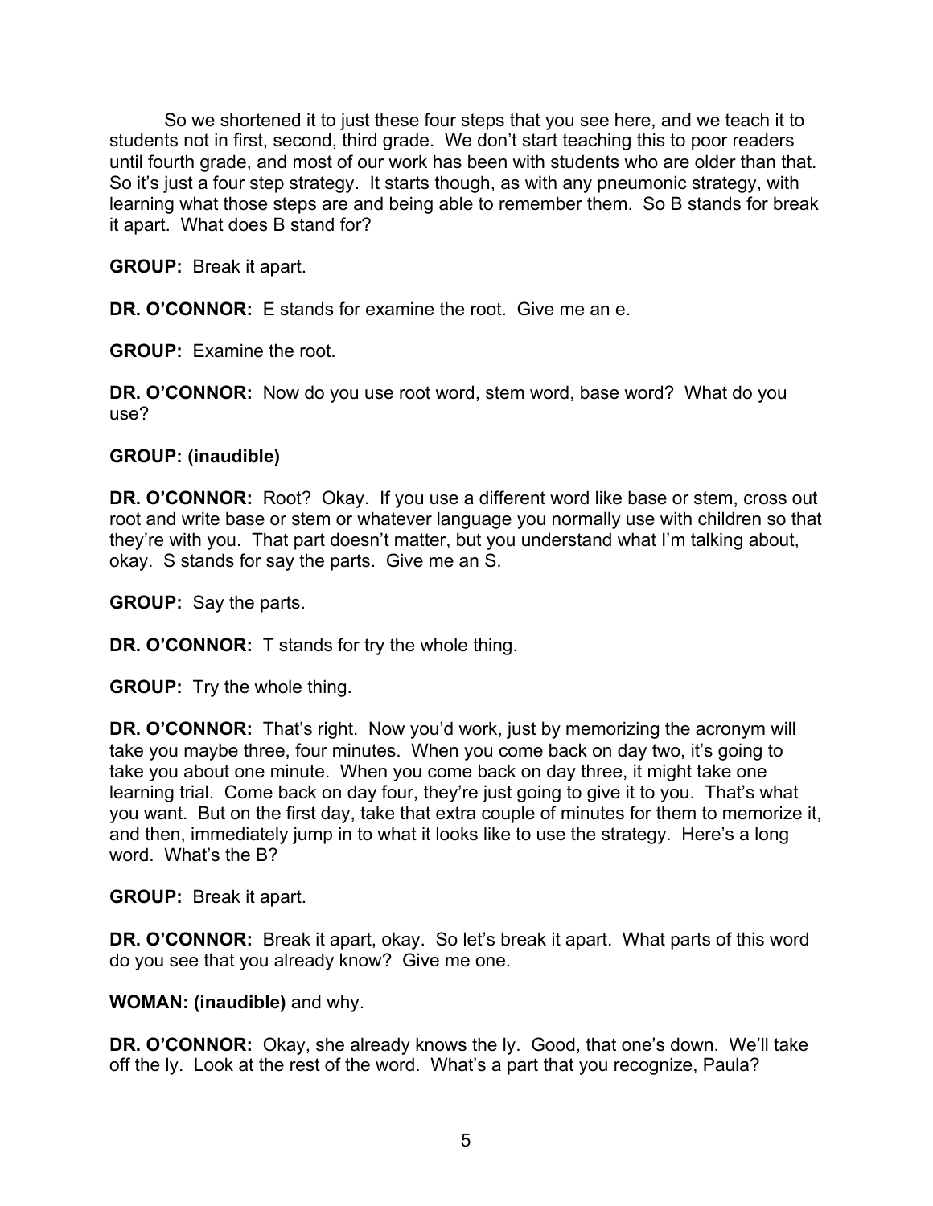So we shortened it to just these four steps that you see here, and we teach it to students not in first, second, third grade. We don't start teaching this to poor readers until fourth grade, and most of our work has been with students who are older than that. So it's just a four step strategy. It starts though, as with any pneumonic strategy, with learning what those steps are and being able to remember them. So B stands for break it apart. What does B stand for?

**GROUP:** Break it apart.

**DR. O'CONNOR:** E stands for examine the root. Give me an e.

**GROUP:** Examine the root.

**DR. O'CONNOR:** Now do you use root word, stem word, base word? What do you use?

**GROUP: (inaudible)**

**DR. O'CONNOR:** Root? Okay. If you use a different word like base or stem, cross out root and write base or stem or whatever language you normally use with children so that they're with you. That part doesn't matter, but you understand what I'm talking about, okay. S stands for say the parts. Give me an S.

**GROUP:** Say the parts.

**DR. O'CONNOR:** T stands for try the whole thing.

**GROUP:** Try the whole thing.

**DR. O'CONNOR:** That's right. Now you'd work, just by memorizing the acronym will take you maybe three, four minutes. When you come back on day two, it's going to take you about one minute. When you come back on day three, it might take one learning trial. Come back on day four, they're just going to give it to you. That's what you want. But on the first day, take that extra couple of minutes for them to memorize it, and then, immediately jump in to what it looks like to use the strategy. Here's a long word. What's the B?

**GROUP:** Break it apart.

**DR. O'CONNOR:** Break it apart, okay. So let's break it apart. What parts of this word do you see that you already know? Give me one.

**WOMAN: (inaudible)** and why.

**DR. O'CONNOR:** Okay, she already knows the ly. Good, that one's down. We'll take off the ly. Look at the rest of the word. What's a part that you recognize, Paula?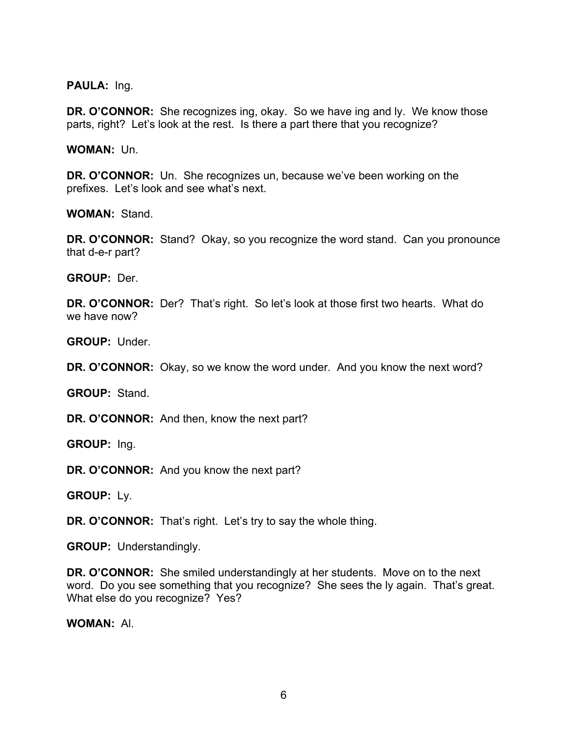**PAULA:** Ing.

**DR. O'CONNOR:** She recognizes ing, okay. So we have ing and ly. We know those parts, right? Let's look at the rest. Is there a part there that you recognize?

**WOMAN:** Un.

**DR. O'CONNOR:** Un. She recognizes un, because we've been working on the prefixes. Let's look and see what's next.

**WOMAN:** Stand.

**DR. O'CONNOR:** Stand? Okay, so you recognize the word stand. Can you pronounce that d-e-r part?

**GROUP:** Der.

**DR. O'CONNOR:** Der? That's right. So let's look at those first two hearts. What do we have now?

**GROUP:** Under.

**DR. O'CONNOR:** Okay, so we know the word under. And you know the next word?

**GROUP:** Stand.

**DR. O'CONNOR:** And then, know the next part?

**GROUP:** Ing.

**DR. O'CONNOR:** And you know the next part?

**GROUP:** Ly.

**DR. O'CONNOR:** That's right. Let's try to say the whole thing.

**GROUP:** Understandingly.

**DR. O'CONNOR:** She smiled understandingly at her students. Move on to the next word. Do you see something that you recognize? She sees the ly again. That's great. What else do you recognize? Yes?

**WOMAN:** Al.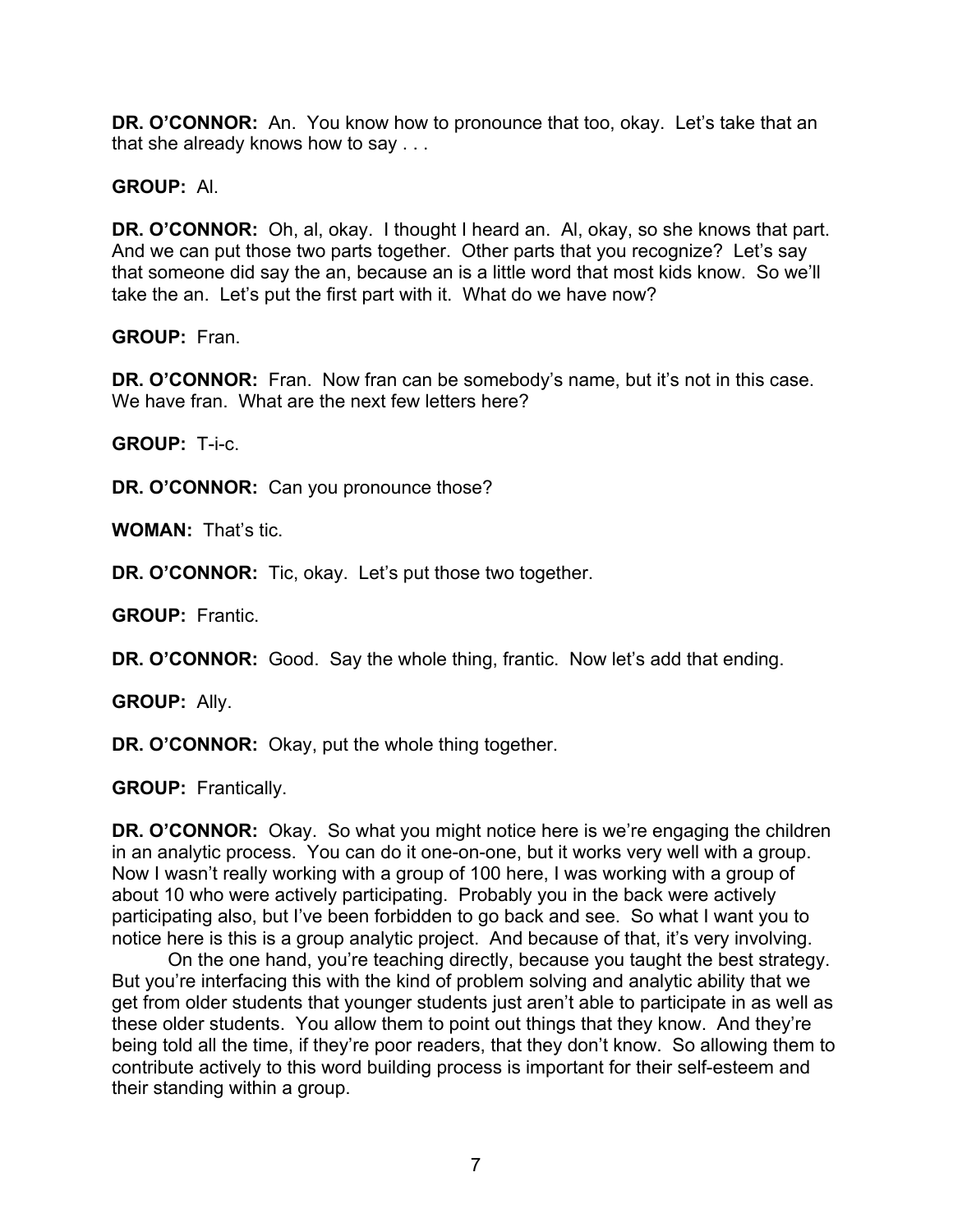**DR. O'CONNOR:** An. You know how to pronounce that too, okay. Let's take that an that she already knows how to say . . .

**GROUP:** Al.

**DR. O'CONNOR:** Oh, al, okay. I thought I heard an. Al, okay, so she knows that part. And we can put those two parts together. Other parts that you recognize? Let's say that someone did say the an, because an is a little word that most kids know. So we'll take the an. Let's put the first part with it. What do we have now?

**GROUP:** Fran.

**DR. O'CONNOR:** Fran. Now fran can be somebody's name, but it's not in this case. We have fran. What are the next few letters here?

**GROUP:** T-i-c.

**DR. O'CONNOR:** Can you pronounce those?

**WOMAN:** That's tic.

**DR. O'CONNOR:** Tic, okay. Let's put those two together.

**GROUP:** Frantic.

**DR. O'CONNOR:** Good. Say the whole thing, frantic. Now let's add that ending.

**GROUP:** Ally.

**DR. O'CONNOR:** Okay, put the whole thing together.

**GROUP:** Frantically.

**DR. O'CONNOR:** Okay. So what you might notice here is we're engaging the children in an analytic process. You can do it one-on-one, but it works very well with a group. Now I wasn't really working with a group of 100 here, I was working with a group of about 10 who were actively participating. Probably you in the back were actively participating also, but I've been forbidden to go back and see. So what I want you to notice here is this is a group analytic project. And because of that, it's very involving.

On the one hand, you're teaching directly, because you taught the best strategy. But you're interfacing this with the kind of problem solving and analytic ability that we get from older students that younger students just aren't able to participate in as well as these older students. You allow them to point out things that they know. And they're being told all the time, if they're poor readers, that they don't know. So allowing them to contribute actively to this word building process is important for their self-esteem and their standing within a group.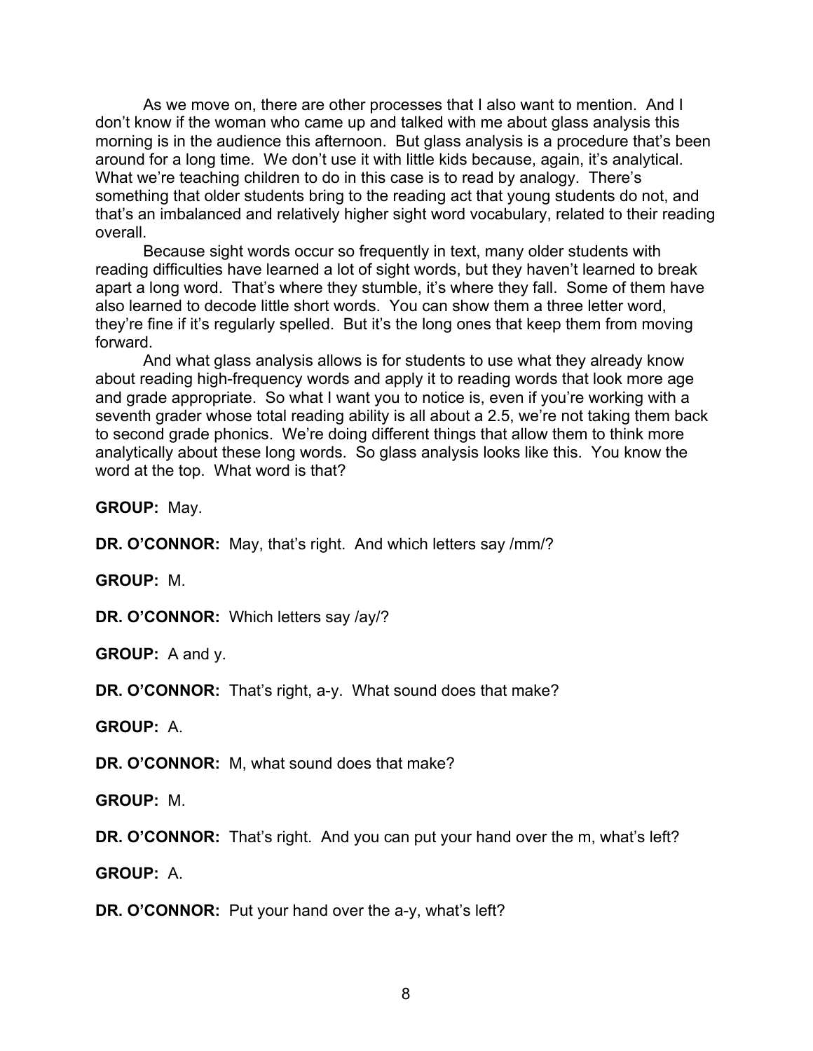As we move on, there are other processes that I also want to mention. And I don't know if the woman who came up and talked with me about glass analysis this morning is in the audience this afternoon. But glass analysis is a procedure that's been around for a long time. We don't use it with little kids because, again, it's analytical. What we're teaching children to do in this case is to read by analogy. There's something that older students bring to the reading act that young students do not, and that's an imbalanced and relatively higher sight word vocabulary, related to their reading overall.

Because sight words occur so frequently in text, many older students with reading difficulties have learned a lot of sight words, but they haven't learned to break apart a long word. That's where they stumble, it's where they fall. Some of them have also learned to decode little short words. You can show them a three letter word, they're fine if it's regularly spelled. But it's the long ones that keep them from moving forward.

And what glass analysis allows is for students to use what they already know about reading high-frequency words and apply it to reading words that look more age and grade appropriate. So what I want you to notice is, even if you're working with a seventh grader whose total reading ability is all about a 2.5, we're not taking them back to second grade phonics. We're doing different things that allow them to think more analytically about these long words. So glass analysis looks like this. You know the word at the top. What word is that?

**GROUP:** May.

**DR. O'CONNOR:** May, that's right. And which letters say /mm/?

**GROUP:** M.

**DR. O'CONNOR:** Which letters say /ay/?

**GROUP:** A and y.

**DR. O'CONNOR:** That's right, a-y. What sound does that make?

**GROUP:** A.

**DR. O'CONNOR:** M, what sound does that make?

**GROUP:** M.

**DR. O'CONNOR:** That's right. And you can put your hand over the m, what's left?

**GROUP:** A.

**DR. O'CONNOR:** Put your hand over the a-y, what's left?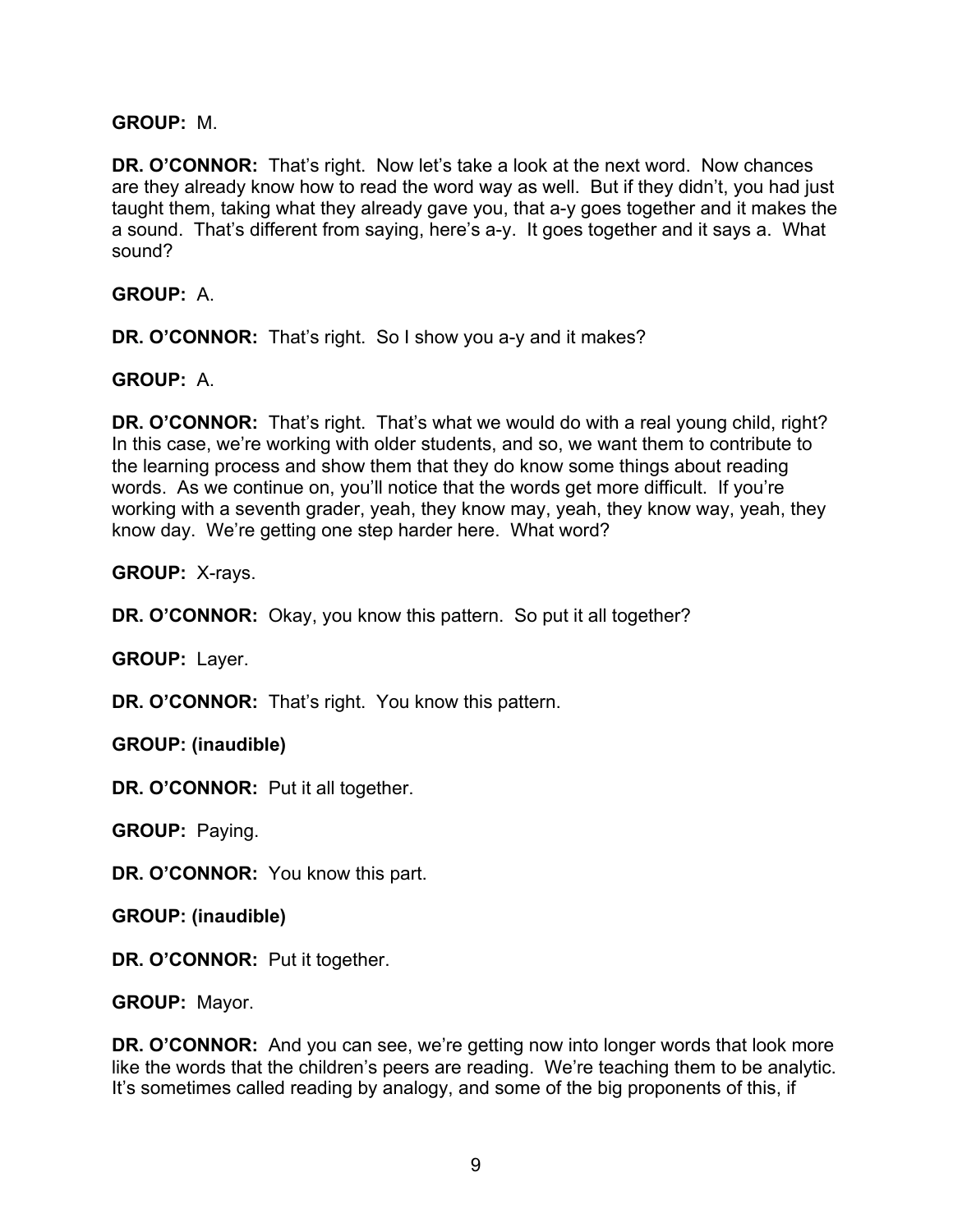**GROUP:** M.

**DR. O'CONNOR:** That's right. Now let's take a look at the next word. Now chances are they already know how to read the word way as well. But if they didn't, you had just taught them, taking what they already gave you, that a-y goes together and it makes the a sound. That's different from saying, here's a-y. It goes together and it says a. What sound?

**GROUP:** A.

**DR. O'CONNOR:** That's right. So I show you a-y and it makes?

**GROUP:** A.

**DR. O'CONNOR:** That's right. That's what we would do with a real young child, right? In this case, we're working with older students, and so, we want them to contribute to the learning process and show them that they do know some things about reading words. As we continue on, you'll notice that the words get more difficult. If you're working with a seventh grader, yeah, they know may, yeah, they know way, yeah, they know day. We're getting one step harder here. What word?

**GROUP:** X-rays.

**DR. O'CONNOR:** Okay, you know this pattern. So put it all together?

**GROUP:** Layer.

**DR. O'CONNOR:** That's right. You know this pattern.

**GROUP: (inaudible)**

**DR. O'CONNOR:** Put it all together.

**GROUP:** Paying.

**DR. O'CONNOR:** You know this part.

**GROUP: (inaudible)**

**DR. O'CONNOR:** Put it together.

**GROUP:** Mayor.

**DR. O'CONNOR:** And you can see, we're getting now into longer words that look more like the words that the children's peers are reading. We're teaching them to be analytic. It's sometimes called reading by analogy, and some of the big proponents of this, if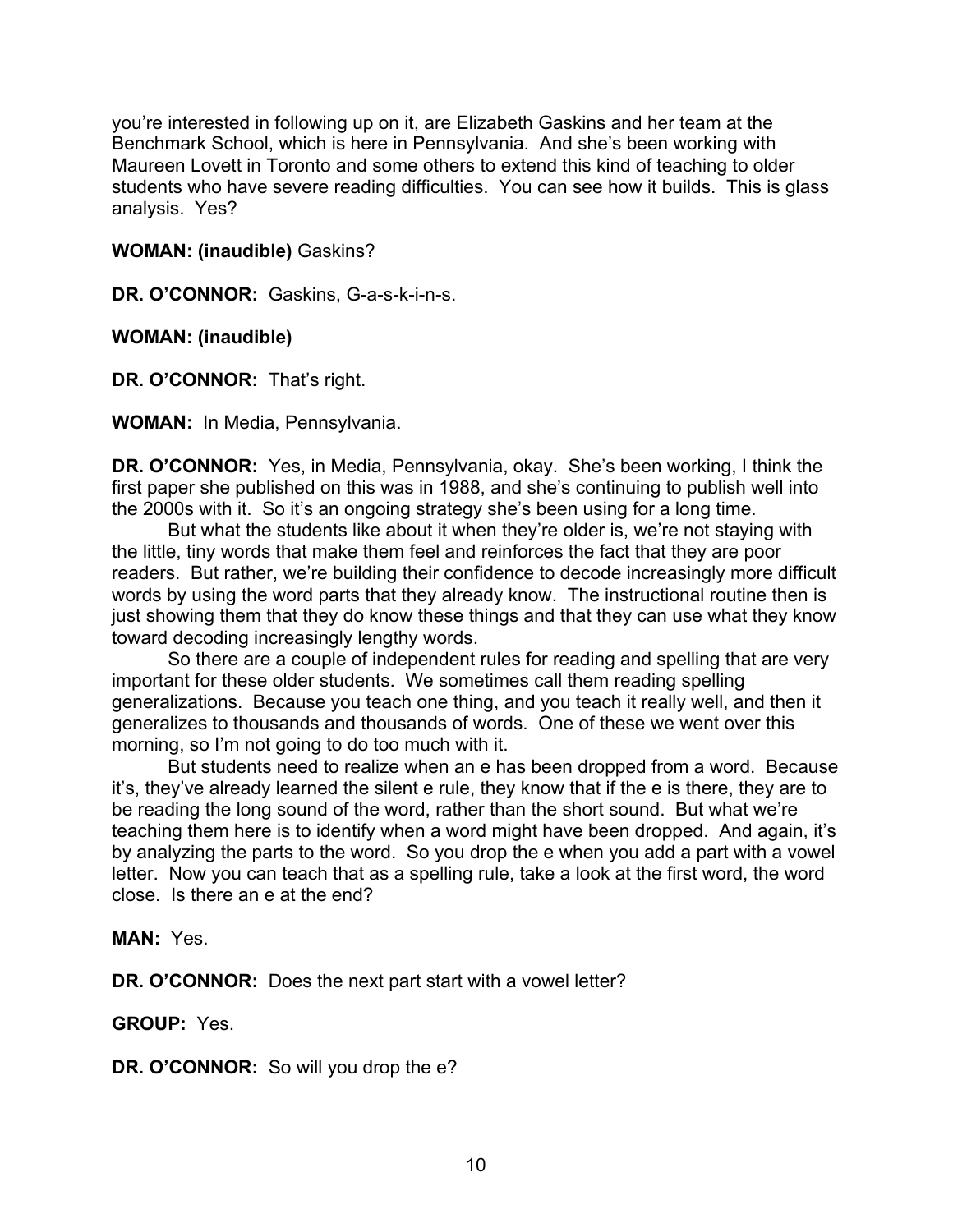you're interested in following up on it, are Elizabeth Gaskins and her team at the Benchmark School, which is here in Pennsylvania. And she's been working with Maureen Lovett in Toronto and some others to extend this kind of teaching to older students who have severe reading difficulties. You can see how it builds. This is glass analysis. Yes?

**WOMAN: (inaudible)** Gaskins?

**DR. O'CONNOR:** Gaskins, G-a-s-k-i-n-s.

**WOMAN: (inaudible)**

**DR. O'CONNOR:** That's right.

**WOMAN:** In Media, Pennsylvania.

**DR. O'CONNOR:** Yes, in Media, Pennsylvania, okay. She's been working, I think the first paper she published on this was in 1988, and she's continuing to publish well into the 2000s with it. So it's an ongoing strategy she's been using for a long time.

But what the students like about it when they're older is, we're not staying with the little, tiny words that make them feel and reinforces the fact that they are poor readers. But rather, we're building their confidence to decode increasingly more difficult words by using the word parts that they already know. The instructional routine then is just showing them that they do know these things and that they can use what they know toward decoding increasingly lengthy words.

So there are a couple of independent rules for reading and spelling that are very important for these older students. We sometimes call them reading spelling generalizations. Because you teach one thing, and you teach it really well, and then it generalizes to thousands and thousands of words. One of these we went over this morning, so I'm not going to do too much with it.

But students need to realize when an e has been dropped from a word. Because it's, they've already learned the silent e rule, they know that if the e is there, they are to be reading the long sound of the word, rather than the short sound. But what we're teaching them here is to identify when a word might have been dropped. And again, it's by analyzing the parts to the word. So you drop the e when you add a part with a vowel letter. Now you can teach that as a spelling rule, take a look at the first word, the word close. Is there an e at the end?

**MAN:** Yes.

**DR. O'CONNOR:** Does the next part start with a vowel letter?

**GROUP:** Yes.

**DR. O'CONNOR:** So will you drop the e?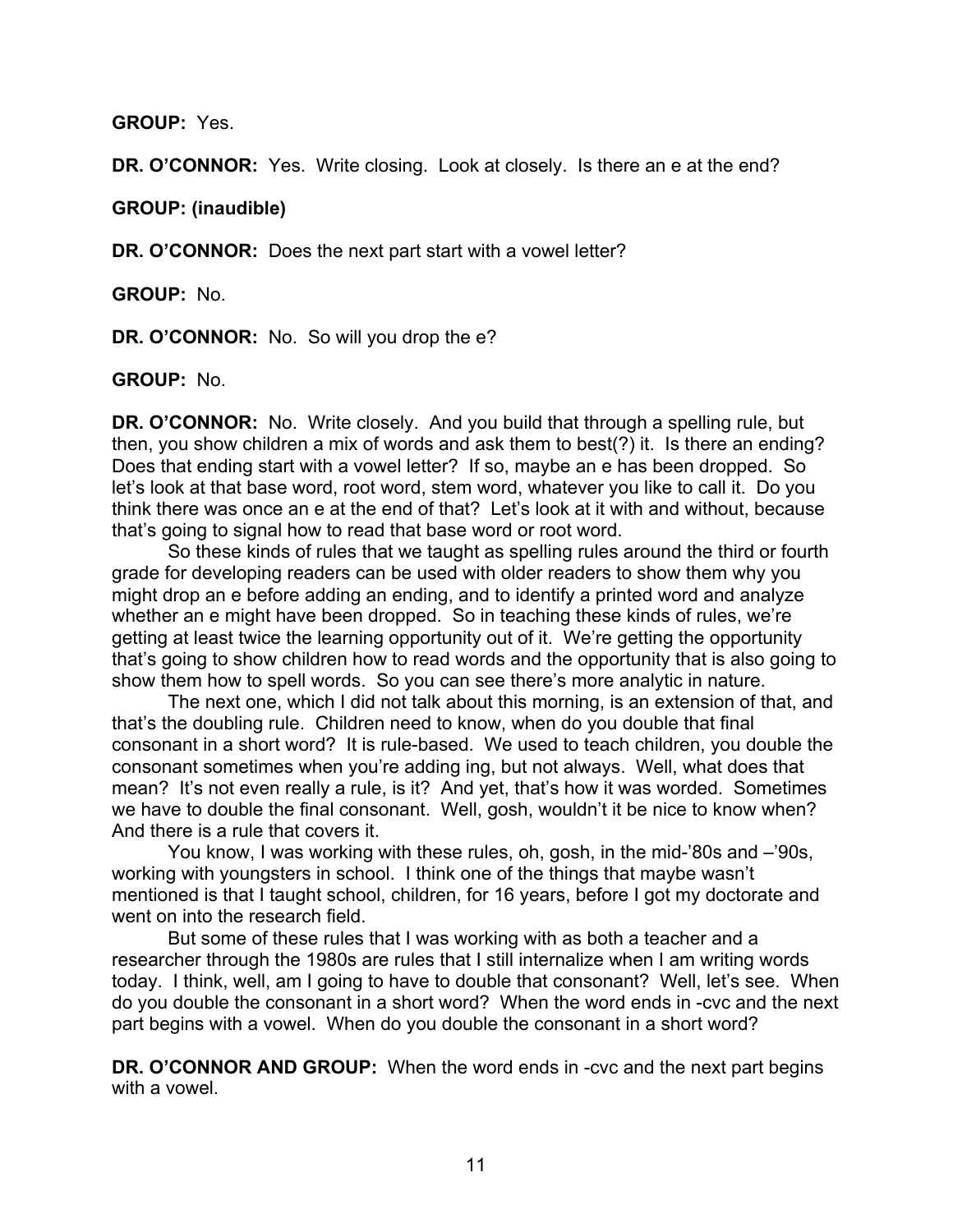**GROUP:** Yes.

**DR. O'CONNOR:** Yes. Write closing. Look at closely. Is there an e at the end?

**GROUP: (inaudible)**

**DR. O'CONNOR:** Does the next part start with a vowel letter?

**GROUP:** No.

**DR. O'CONNOR:** No. So will you drop the e?

**GROUP:** No.

**DR. O'CONNOR:** No. Write closely. And you build that through a spelling rule, but then, you show children a mix of words and ask them to best(?) it. Is there an ending? Does that ending start with a vowel letter? If so, maybe an e has been dropped. So let's look at that base word, root word, stem word, whatever you like to call it. Do you think there was once an e at the end of that? Let's look at it with and without, because that's going to signal how to read that base word or root word.

So these kinds of rules that we taught as spelling rules around the third or fourth grade for developing readers can be used with older readers to show them why you might drop an e before adding an ending, and to identify a printed word and analyze whether an e might have been dropped. So in teaching these kinds of rules, we're getting at least twice the learning opportunity out of it. We're getting the opportunity that's going to show children how to read words and the opportunity that is also going to show them how to spell words. So you can see there's more analytic in nature.

The next one, which I did not talk about this morning, is an extension of that, and that's the doubling rule. Children need to know, when do you double that final consonant in a short word? It is rule-based. We used to teach children, you double the consonant sometimes when you're adding ing, but not always. Well, what does that mean? It's not even really a rule, is it? And yet, that's how it was worded. Sometimes we have to double the final consonant. Well, gosh, wouldn't it be nice to know when? And there is a rule that covers it.

You know, I was working with these rules, oh, gosh, in the mid-'80s and –'90s, working with youngsters in school. I think one of the things that maybe wasn't mentioned is that I taught school, children, for 16 years, before I got my doctorate and went on into the research field.

But some of these rules that I was working with as both a teacher and a researcher through the 1980s are rules that I still internalize when I am writing words today. I think, well, am I going to have to double that consonant? Well, let's see. When do you double the consonant in a short word? When the word ends in -cvc and the next part begins with a vowel. When do you double the consonant in a short word?

**DR. O'CONNOR AND GROUP:** When the word ends in -cvc and the next part begins with a vowel.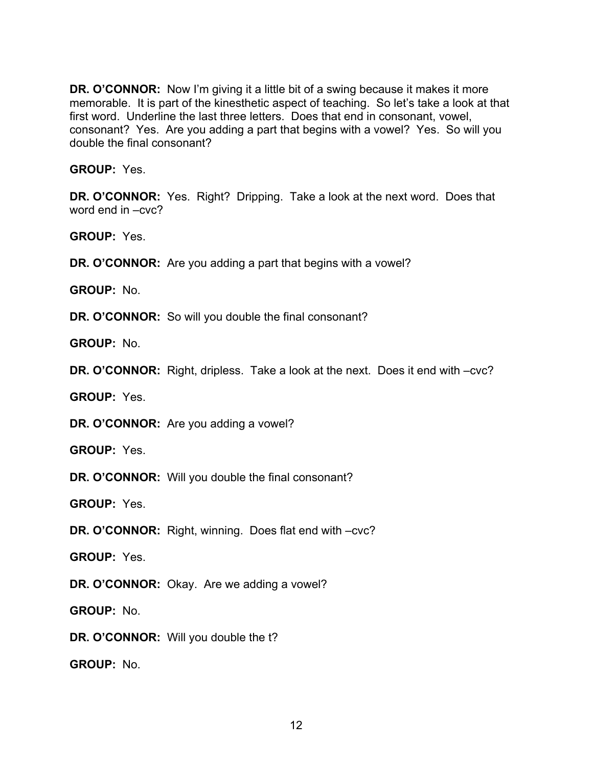**DR. O'CONNOR:** Now I'm giving it a little bit of a swing because it makes it more memorable. It is part of the kinesthetic aspect of teaching. So let's take a look at that first word. Underline the last three letters. Does that end in consonant, vowel, consonant? Yes. Are you adding a part that begins with a vowel? Yes. So will you double the final consonant?

**GROUP:** Yes.

**DR. O'CONNOR:** Yes. Right? Dripping. Take a look at the next word. Does that word end in –cvc?

**GROUP:** Yes.

**DR. O'CONNOR:** Are you adding a part that begins with a vowel?

**GROUP:** No.

**DR. O'CONNOR:** So will you double the final consonant?

**GROUP:** No.

**DR. O'CONNOR:** Right, dripless. Take a look at the next. Does it end with –cvc?

**GROUP:** Yes.

**DR. O'CONNOR:** Are you adding a vowel?

**GROUP:** Yes.

**DR. O'CONNOR:** Will you double the final consonant?

**GROUP:** Yes.

**DR. O'CONNOR:** Right, winning. Does flat end with –cvc?

**GROUP:** Yes.

**DR. O'CONNOR:** Okay. Are we adding a vowel?

**GROUP:** No.

**DR. O'CONNOR:** Will you double the t?

**GROUP:** No.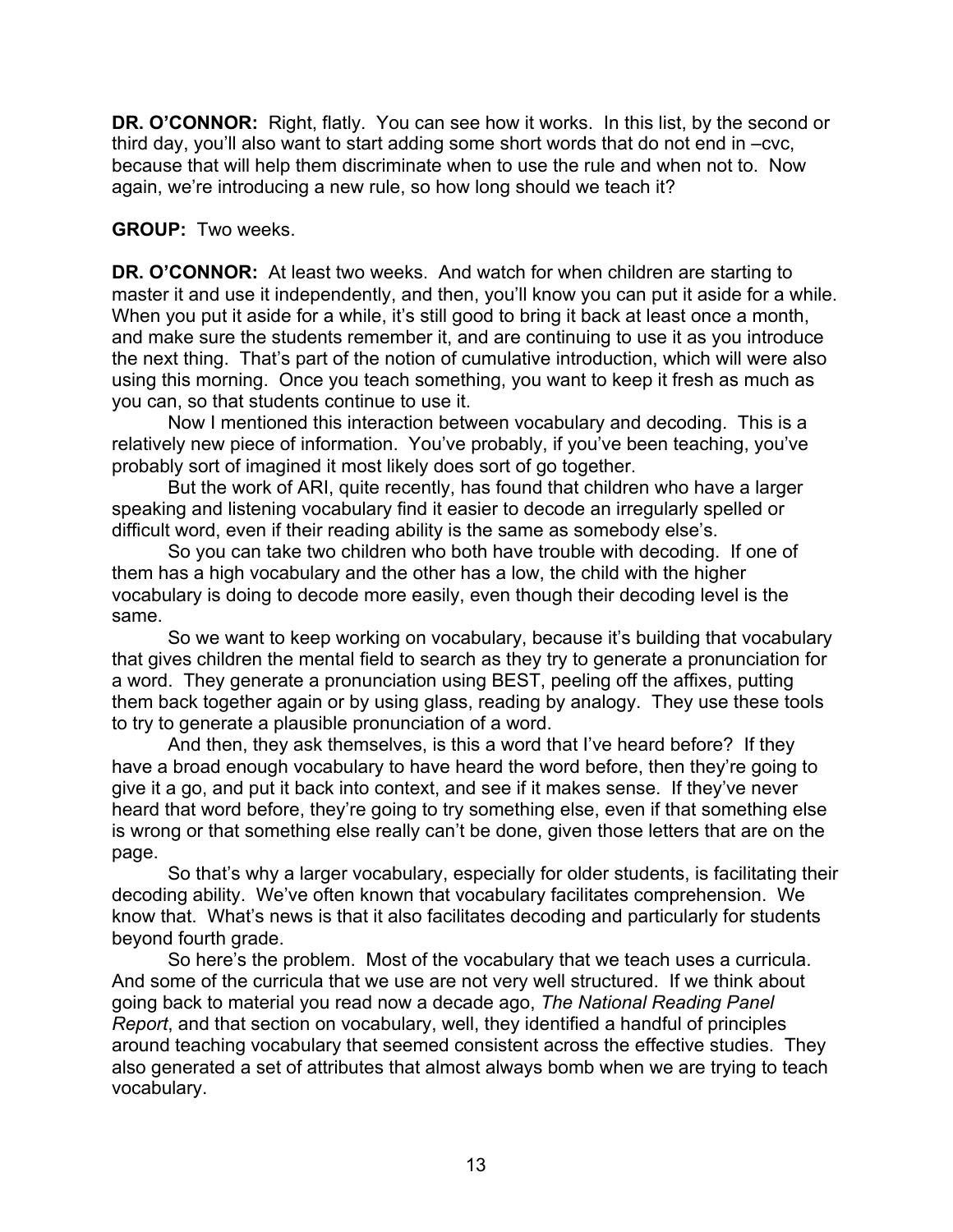**DR. O'CONNOR:** Right, flatly. You can see how it works. In this list, by the second or third day, you'll also want to start adding some short words that do not end in –cvc, because that will help them discriminate when to use the rule and when not to. Now again, we're introducing a new rule, so how long should we teach it?

**GROUP:** Two weeks.

**DR. O'CONNOR:** At least two weeks. And watch for when children are starting to master it and use it independently, and then, you'll know you can put it aside for a while. When you put it aside for a while, it's still good to bring it back at least once a month, and make sure the students remember it, and are continuing to use it as you introduce the next thing. That's part of the notion of cumulative introduction, which will were also using this morning. Once you teach something, you want to keep it fresh as much as you can, so that students continue to use it.

Now I mentioned this interaction between vocabulary and decoding. This is a relatively new piece of information. You've probably, if you've been teaching, you've probably sort of imagined it most likely does sort of go together.

But the work of ARI, quite recently, has found that children who have a larger speaking and listening vocabulary find it easier to decode an irregularly spelled or difficult word, even if their reading ability is the same as somebody else's.

So you can take two children who both have trouble with decoding. If one of them has a high vocabulary and the other has a low, the child with the higher vocabulary is doing to decode more easily, even though their decoding level is the same.

So we want to keep working on vocabulary, because it's building that vocabulary that gives children the mental field to search as they try to generate a pronunciation for a word. They generate a pronunciation using BEST, peeling off the affixes, putting them back together again or by using glass, reading by analogy. They use these tools to try to generate a plausible pronunciation of a word.

And then, they ask themselves, is this a word that I've heard before? If they have a broad enough vocabulary to have heard the word before, then they're going to give it a go, and put it back into context, and see if it makes sense. If they've never heard that word before, they're going to try something else, even if that something else is wrong or that something else really can't be done, given those letters that are on the page.

So that's why a larger vocabulary, especially for older students, is facilitating their decoding ability. We've often known that vocabulary facilitates comprehension. We know that. What's news is that it also facilitates decoding and particularly for students beyond fourth grade.

So here's the problem. Most of the vocabulary that we teach uses a curricula. And some of the curricula that we use are not very well structured. If we think about going back to material you read now a decade ago, *The National Reading Panel Report*, and that section on vocabulary, well, they identified a handful of principles around teaching vocabulary that seemed consistent across the effective studies. They also generated a set of attributes that almost always bomb when we are trying to teach vocabulary.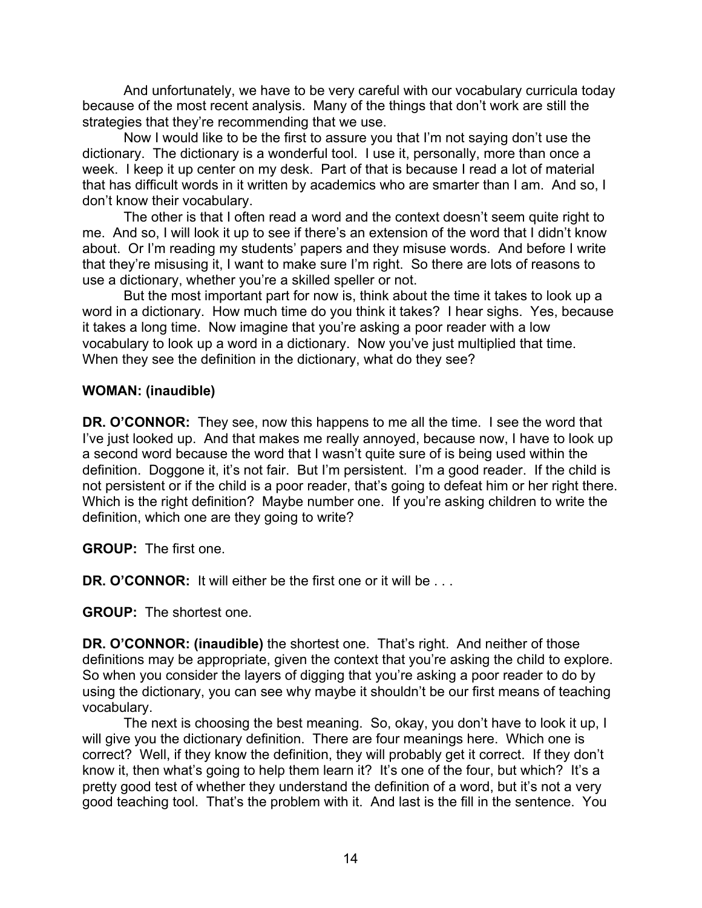And unfortunately, we have to be very careful with our vocabulary curricula today because of the most recent analysis. Many of the things that don't work are still the strategies that they're recommending that we use.

Now I would like to be the first to assure you that I'm not saying don't use the dictionary. The dictionary is a wonderful tool. I use it, personally, more than once a week. I keep it up center on my desk. Part of that is because I read a lot of material that has difficult words in it written by academics who are smarter than I am. And so, I don't know their vocabulary.

The other is that I often read a word and the context doesn't seem quite right to me. And so, I will look it up to see if there's an extension of the word that I didn't know about. Or I'm reading my students' papers and they misuse words. And before I write that they're misusing it, I want to make sure I'm right. So there are lots of reasons to use a dictionary, whether you're a skilled speller or not.

But the most important part for now is, think about the time it takes to look up a word in a dictionary. How much time do you think it takes? I hear sighs. Yes, because it takes a long time. Now imagine that you're asking a poor reader with a low vocabulary to look up a word in a dictionary. Now you've just multiplied that time. When they see the definition in the dictionary, what do they see?

**WOMAN: (inaudible)**

**DR. O'CONNOR:** They see, now this happens to me all the time. I see the word that I've just looked up. And that makes me really annoyed, because now, I have to look up a second word because the word that I wasn't quite sure of is being used within the definition. Doggone it, it's not fair. But I'm persistent. I'm a good reader. If the child is not persistent or if the child is a poor reader, that's going to defeat him or her right there. Which is the right definition? Maybe number one. If you're asking children to write the definition, which one are they going to write?

**GROUP:** The first one.

**DR. O'CONNOR:** It will either be the first one or it will be . . .

**GROUP:** The shortest one.

**DR. O'CONNOR: (inaudible)** the shortest one. That's right. And neither of those definitions may be appropriate, given the context that you're asking the child to explore. So when you consider the layers of digging that you're asking a poor reader to do by using the dictionary, you can see why maybe it shouldn't be our first means of teaching vocabulary.

The next is choosing the best meaning. So, okay, you don't have to look it up, I will give you the dictionary definition. There are four meanings here. Which one is correct? Well, if they know the definition, they will probably get it correct. If they don't know it, then what's going to help them learn it? It's one of the four, but which? It's a pretty good test of whether they understand the definition of a word, but it's not a very good teaching tool. That's the problem with it. And last is the fill in the sentence. You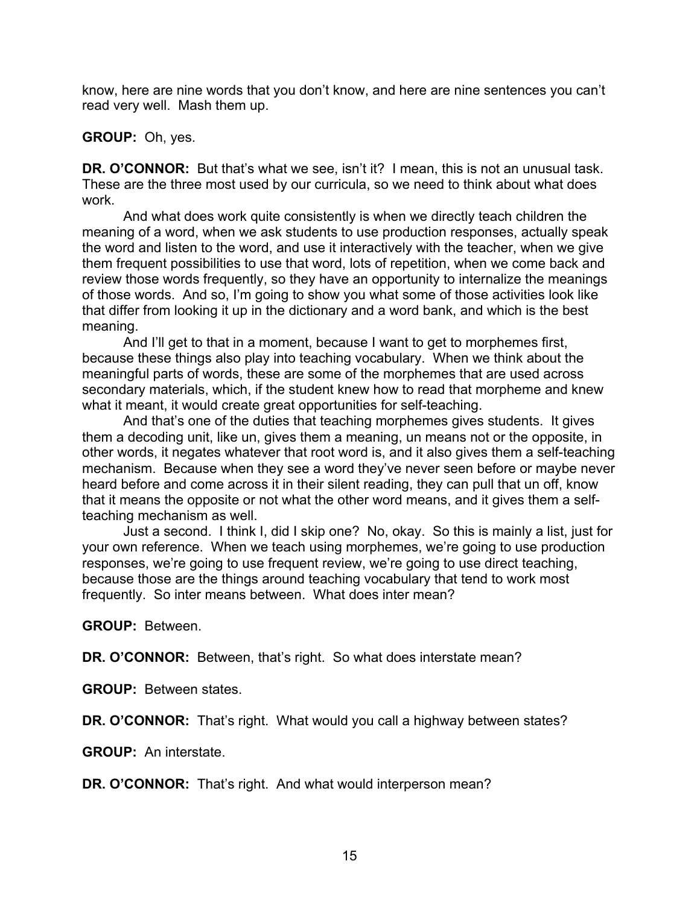know, here are nine words that you don't know, and here are nine sentences you can't read very well. Mash them up.

**GROUP:** Oh, yes.

**DR. O'CONNOR:** But that's what we see, isn't it? I mean, this is not an unusual task. These are the three most used by our curricula, so we need to think about what does work.

And what does work quite consistently is when we directly teach children the meaning of a word, when we ask students to use production responses, actually speak the word and listen to the word, and use it interactively with the teacher, when we give them frequent possibilities to use that word, lots of repetition, when we come back and review those words frequently, so they have an opportunity to internalize the meanings of those words. And so, I'm going to show you what some of those activities look like that differ from looking it up in the dictionary and a word bank, and which is the best meaning.

And I'll get to that in a moment, because I want to get to morphemes first, because these things also play into teaching vocabulary. When we think about the meaningful parts of words, these are some of the morphemes that are used across secondary materials, which, if the student knew how to read that morpheme and knew what it meant, it would create great opportunities for self-teaching.

And that's one of the duties that teaching morphemes gives students. It gives them a decoding unit, like un, gives them a meaning, un means not or the opposite, in other words, it negates whatever that root word is, and it also gives them a self-teaching mechanism. Because when they see a word they've never seen before or maybe never heard before and come across it in their silent reading, they can pull that un off, know that it means the opposite or not what the other word means, and it gives them a self-teaching mechanism as well.

Just a second. I think I, did I skip one? No, okay. So this is mainly a list, just for your own reference. When we teach using morphemes, we're going to use production responses, we're going to use frequent review, we're going to use direct teaching, because those are the things around teaching vocabulary that tend to work most frequently. So inter means between. What does inter mean?

**GROUP:** Between.

**DR. O'CONNOR:** Between, that's right. So what does interstate mean?

**GROUP:** Between states.

**DR. O'CONNOR:** That's right. What would you call a highway between states?

**GROUP:** An interstate.

**DR. O'CONNOR:** That's right. And what would interperson mean?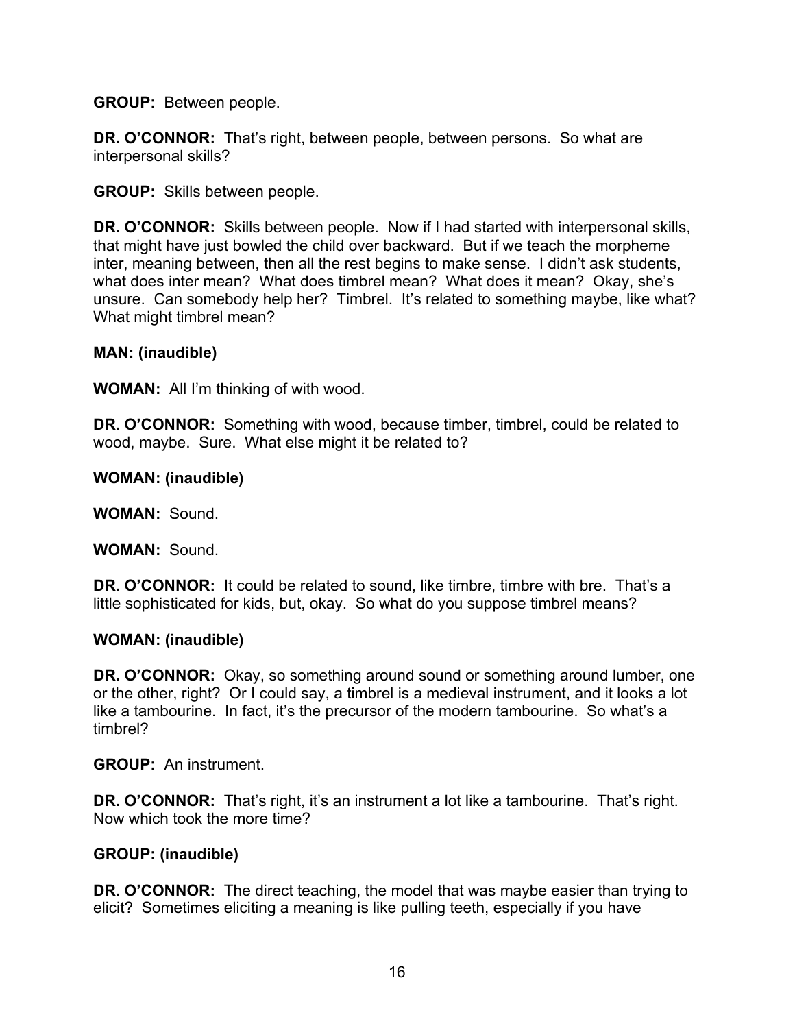**GROUP:** Between people.

**DR. O'CONNOR:** That's right, between people, between persons. So what are interpersonal skills?

**GROUP:** Skills between people.

**DR. O'CONNOR:** Skills between people. Now if I had started with interpersonal skills, that might have just bowled the child over backward. But if we teach the morpheme inter, meaning between, then all the rest begins to make sense. I didn't ask students, what does inter mean? What does timbrel mean? What does it mean? Okay, she's unsure. Can somebody help her? Timbrel. It's related to something maybe, like what? What might timbrel mean?

**MAN: (inaudible)**

**WOMAN:** All I'm thinking of with wood.

**DR. O'CONNOR:** Something with wood, because timber, timbrel, could be related to wood, maybe. Sure. What else might it be related to?

**WOMAN: (inaudible)**

**WOMAN:** Sound.

**WOMAN:** Sound.

**DR. O'CONNOR:** It could be related to sound, like timbre, timbre with bre. That's a little sophisticated for kids, but, okay. So what do you suppose timbrel means?

**WOMAN: (inaudible)**

**DR. O'CONNOR:** Okay, so something around sound or something around lumber, one or the other, right? Or I could say, a timbrel is a medieval instrument, and it looks a lot like a tambourine. In fact, it's the precursor of the modern tambourine. So what's a timbrel?

**GROUP:** An instrument.

**DR. O'CONNOR:** That's right, it's an instrument a lot like a tambourine. That's right. Now which took the more time?

**GROUP: (inaudible)**

**DR. O'CONNOR:** The direct teaching, the model that was maybe easier than trying to elicit? Sometimes eliciting a meaning is like pulling teeth, especially if you have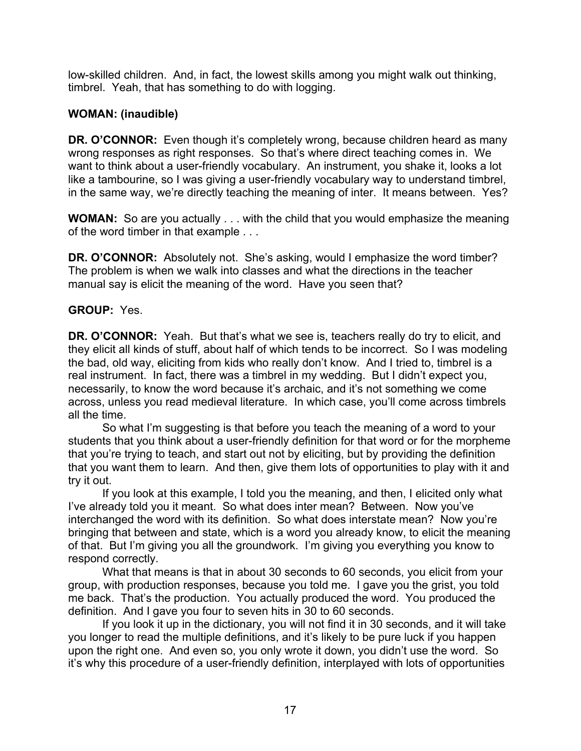low-skilled children. And, in fact, the lowest skills among you might walk out thinking, timbrel. Yeah, that has something to do with logging.

**WOMAN: (inaudible)**

**DR. O'CONNOR:** Even though it's completely wrong, because children heard as many wrong responses as right responses. So that's where direct teaching comes in. We want to think about a user-friendly vocabulary. An instrument, you shake it, looks a lot like a tambourine, so I was giving a user-friendly vocabulary way to understand timbrel, in the same way, we're directly teaching the meaning of inter. It means between. Yes?

**WOMAN:** So are you actually . . . with the child that you would emphasize the meaning of the word timber in that example . . .

**DR. O'CONNOR:** Absolutely not. She's asking, would I emphasize the word timber? The problem is when we walk into classes and what the directions in the teacher manual say is elicit the meaning of the word. Have you seen that?

**GROUP:** Yes.

**DR. O'CONNOR:** Yeah. But that's what we see is, teachers really do try to elicit, and they elicit all kinds of stuff, about half of which tends to be incorrect. So I was modeling the bad, old way, eliciting from kids who really don't know. And I tried to, timbrel is a real instrument. In fact, there was a timbrel in my wedding. But I didn't expect you, necessarily, to know the word because it's archaic, and it's not something we come across, unless you read medieval literature. In which case, you'll come across timbrels all the time.

So what I'm suggesting is that before you teach the meaning of a word to your students that you think about a user-friendly definition for that word or for the morpheme that you're trying to teach, and start out not by eliciting, but by providing the definition that you want them to learn. And then, give them lots of opportunities to play with it and try it out.

If you look at this example, I told you the meaning, and then, I elicited only what I've already told you it meant. So what does inter mean? Between. Now you've interchanged the word with its definition. So what does interstate mean? Now you're bringing that between and state, which is a word you already know, to elicit the meaning of that. But I'm giving you all the groundwork. I'm giving you everything you know to respond correctly.

What that means is that in about 30 seconds to 60 seconds, you elicit from your group, with production responses, because you told me. I gave you the grist, you told me back. That's the production. You actually produced the word. You produced the definition. And I gave you four to seven hits in 30 to 60 seconds.

If you look it up in the dictionary, you will not find it in 30 seconds, and it will take you longer to read the multiple definitions, and it's likely to be pure luck if you happen upon the right one. And even so, you only wrote it down, you didn't use the word. So it's why this procedure of a user-friendly definition, interplayed with lots of opportunities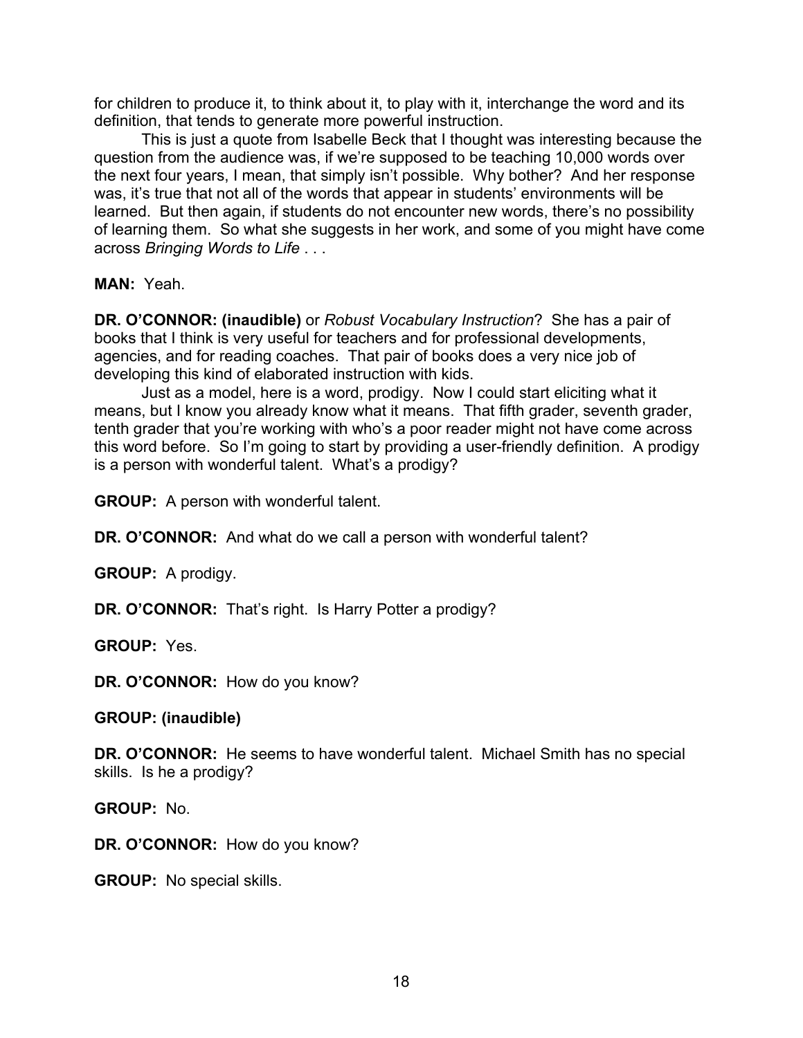for children to produce it, to think about it, to play with it, interchange the word and its definition, that tends to generate more powerful instruction.

This is just a quote from Isabelle Beck that I thought was interesting because the question from the audience was, if we're supposed to be teaching 10,000 words over the next four years, I mean, that simply isn't possible. Why bother? And her response was, it's true that not all of the words that appear in students' environments will be learned. But then again, if students do not encounter new words, there's no possibility of learning them. So what she suggests in her work, and some of you might have come across *Bringing Words to Life* . . .

**MAN:** Yeah.

**DR. O'CONNOR: (inaudible)** or *Robust Vocabulary Instruction*? She has a pair of books that I think is very useful for teachers and for professional developments, agencies, and for reading coaches. That pair of books does a very nice job of developing this kind of elaborated instruction with kids.

Just as a model, here is a word, prodigy. Now I could start eliciting what it means, but I know you already know what it means. That fifth grader, seventh grader, tenth grader that you're working with who's a poor reader might not have come across this word before. So I'm going to start by providing a user-friendly definition. A prodigy is a person with wonderful talent. What's a prodigy?

**GROUP:** A person with wonderful talent.

**DR. O'CONNOR:** And what do we call a person with wonderful talent?

**GROUP:** A prodigy.

**DR. O'CONNOR:** That's right. Is Harry Potter a prodigy?

**GROUP:** Yes.

**DR. O'CONNOR:** How do you know?

**GROUP: (inaudible)**

**DR. O'CONNOR:** He seems to have wonderful talent. Michael Smith has no special skills. Is he a prodigy?

**GROUP:** No.

**DR. O'CONNOR:** How do you know?

**GROUP:** No special skills.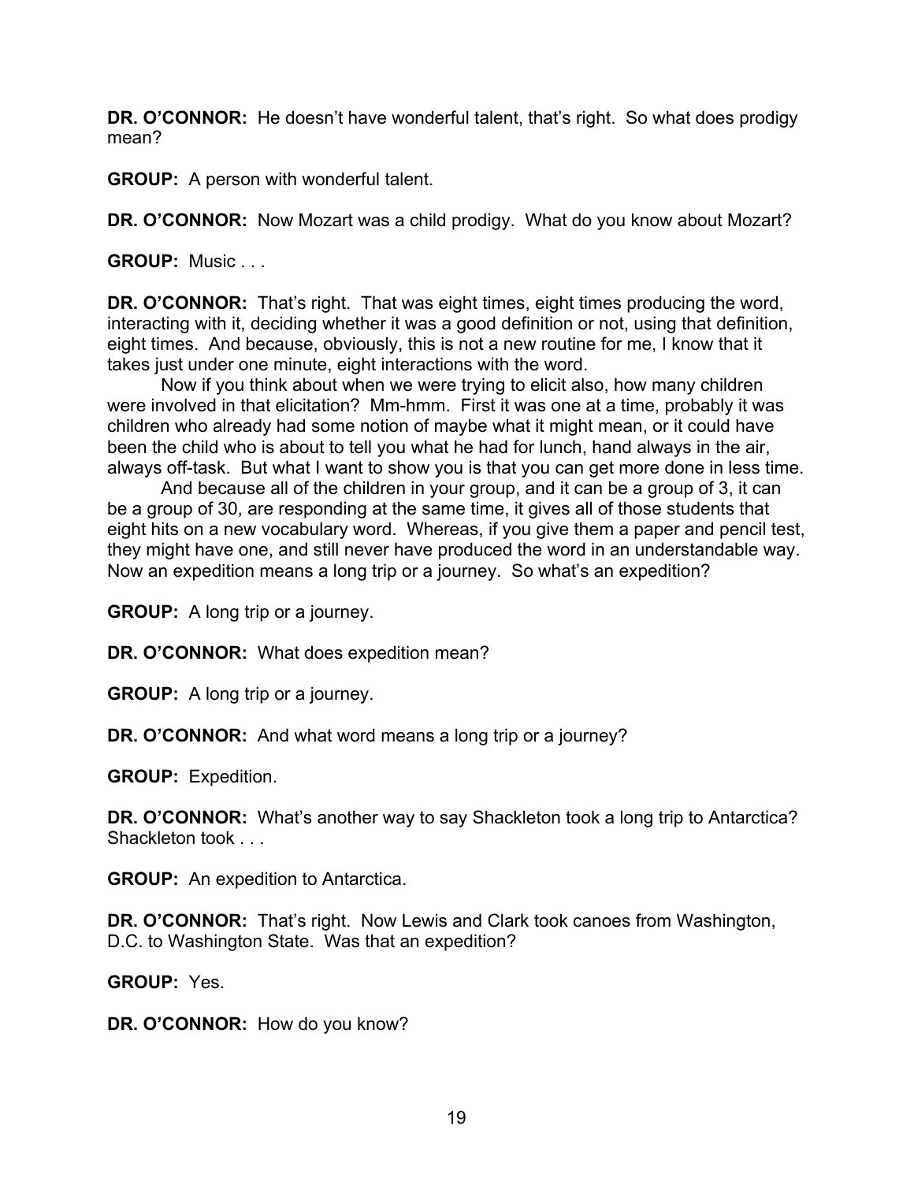**DR. O'CONNOR:** He doesn't have wonderful talent, that's right. So what does prodigy mean?

**GROUP:** A person with wonderful talent.

**DR. O'CONNOR:** Now Mozart was a child prodigy. What do you know about Mozart?

**GROUP:** Music . . .

**DR. O'CONNOR:** That's right. That was eight times, eight times producing the word, interacting with it, deciding whether it was a good definition or not, using that definition, eight times. And because, obviously, this is not a new routine for me, I know that it takes just under one minute, eight interactions with the word.

Now if you think about when we were trying to elicit also, how many children were involved in that elicitation? Mm-hmm. First it was one at a time, probably it was children who already had some notion of maybe what it might mean, or it could have been the child who is about to tell you what he had for lunch, hand always in the air, always off-task. But what I want to show you is that you can get more done in less time.

And because all of the children in your group, and it can be a group of 3, it can be a group of 30, are responding at the same time, it gives all of those students that eight hits on a new vocabulary word. Whereas, if you give them a paper and pencil test, they might have one, and still never have produced the word in an understandable way. Now an expedition means a long trip or a journey. So what's an expedition?

**GROUP:** A long trip or a journey.

**DR. O'CONNOR:** What does expedition mean?

**GROUP:** A long trip or a journey.

**DR. O'CONNOR:** And what word means a long trip or a journey?

**GROUP:** Expedition.

**DR. O'CONNOR:** What's another way to say Shackleton took a long trip to Antarctica? Shackleton took . . .

**GROUP:** An expedition to Antarctica.

**DR. O'CONNOR:** That's right. Now Lewis and Clark took canoes from Washington, D.C. to Washington State. Was that an expedition?

**GROUP:** Yes.

**DR. O'CONNOR:** How do you know?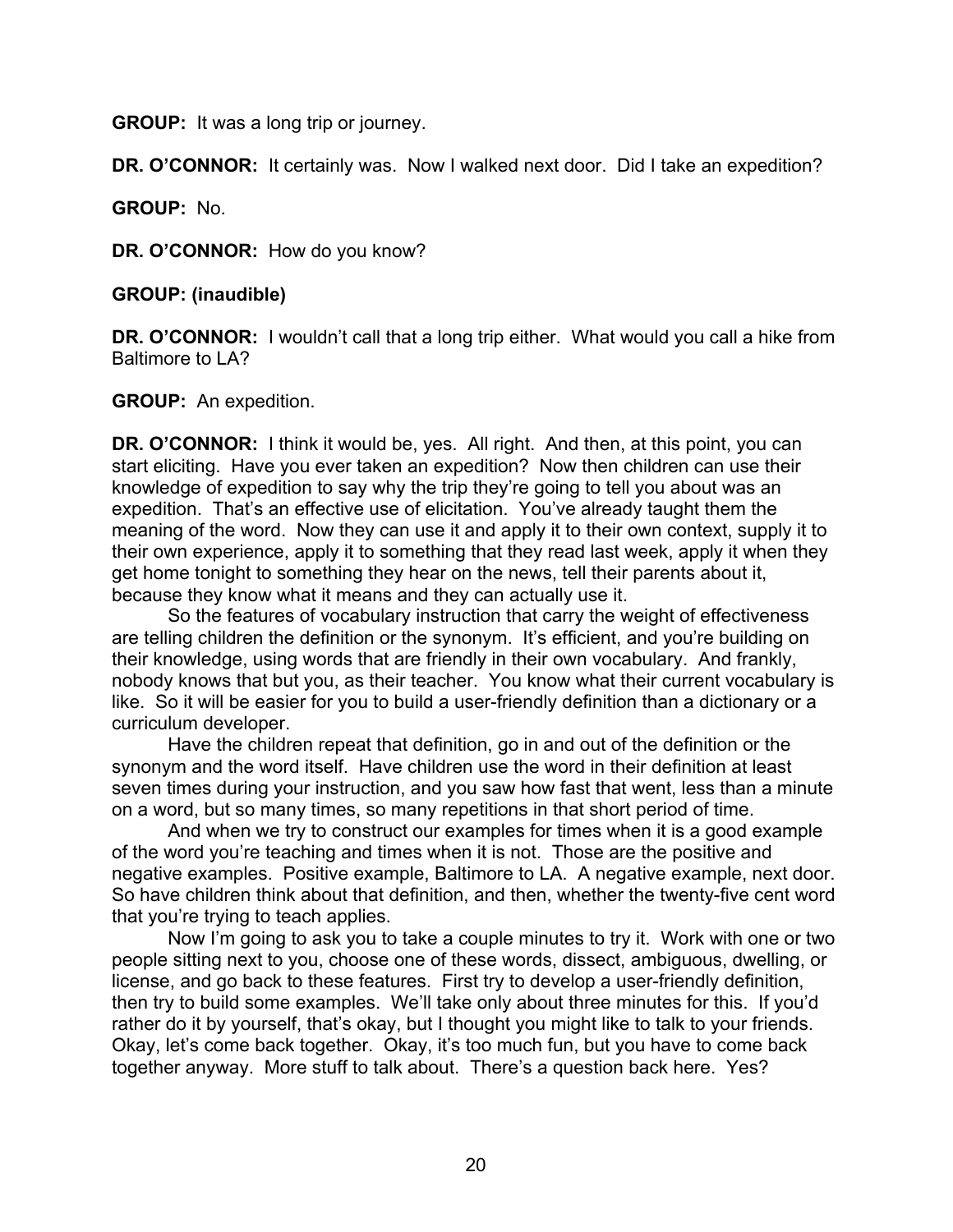**GROUP:** It was a long trip or journey.

**DR. O'CONNOR:** It certainly was. Now I walked next door. Did I take an expedition?

**GROUP:** No.

**DR. O'CONNOR:** How do you know?

**GROUP: (inaudible)**

**DR. O'CONNOR:** I wouldn't call that a long trip either. What would you call a hike from Baltimore to LA?

**GROUP:** An expedition.

**DR. O'CONNOR:** I think it would be, yes. All right. And then, at this point, you can start eliciting. Have you ever taken an expedition? Now then children can use their knowledge of expedition to say why the trip they're going to tell you about was an expedition. That's an effective use of elicitation. You've already taught them the meaning of the word. Now they can use it and apply it to their own context, supply it to their own experience, apply it to something that they read last week, apply it when they get home tonight to something they hear on the news, tell their parents about it, because they know what it means and they can actually use it.

So the features of vocabulary instruction that carry the weight of effectiveness are telling children the definition or the synonym. It's efficient, and you're building on their knowledge, using words that are friendly in their own vocabulary. And frankly, nobody knows that but you, as their teacher. You know what their current vocabulary is like. So it will be easier for you to build a user-friendly definition than a dictionary or a curriculum developer.

Have the children repeat that definition, go in and out of the definition or the synonym and the word itself. Have children use the word in their definition at least seven times during your instruction, and you saw how fast that went, less than a minute on a word, but so many times, so many repetitions in that short period of time.

And when we try to construct our examples for times when it is a good example of the word you're teaching and times when it is not. Those are the positive and negative examples. Positive example, Baltimore to LA. A negative example, next door. So have children think about that definition, and then, whether the twenty-five cent word that you're trying to teach applies.

Now I'm going to ask you to take a couple minutes to try it. Work with one or two people sitting next to you, choose one of these words, dissect, ambiguous, dwelling, or license, and go back to these features. First try to develop a user-friendly definition, then try to build some examples. We'll take only about three minutes for this. If you'd rather do it by yourself, that's okay, but I thought you might like to talk to your friends. Okay, let's come back together. Okay, it's too much fun, but you have to come back together anyway. More stuff to talk about. There's a question back here. Yes?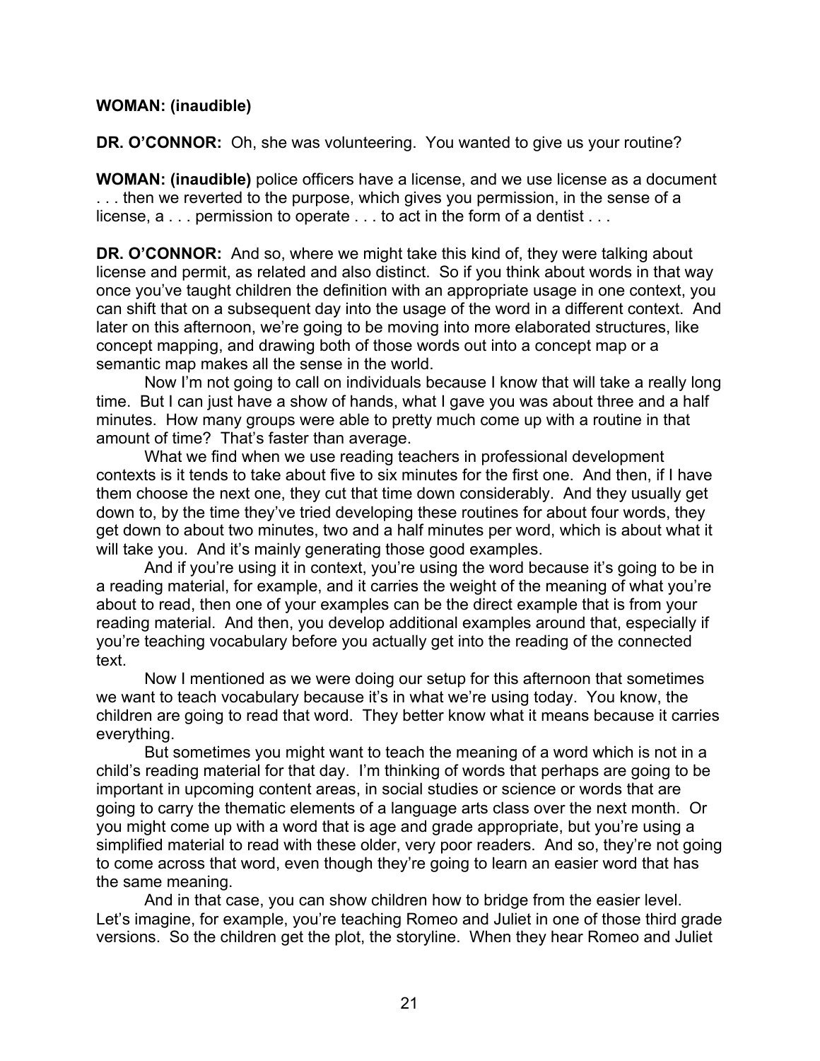**WOMAN: (inaudible)**

**DR. O'CONNOR:** Oh, she was volunteering. You wanted to give us your routine?

**WOMAN: (inaudible)** police officers have a license, and we use license as a document . . . then we reverted to the purpose, which gives you permission, in the sense of a license, a . . . permission to operate . . . to act in the form of a dentist . . .

**DR. O'CONNOR:** And so, where we might take this kind of, they were talking about license and permit, as related and also distinct. So if you think about words in that way once you've taught children the definition with an appropriate usage in one context, you can shift that on a subsequent day into the usage of the word in a different context. And later on this afternoon, we're going to be moving into more elaborated structures, like concept mapping, and drawing both of those words out into a concept map or a semantic map makes all the sense in the world.

Now I'm not going to call on individuals because I know that will take a really long time. But I can just have a show of hands, what I gave you was about three and a half minutes. How many groups were able to pretty much come up with a routine in that amount of time? That's faster than average.

What we find when we use reading teachers in professional development contexts is it tends to take about five to six minutes for the first one. And then, if I have them choose the next one, they cut that time down considerably. And they usually get down to, by the time they've tried developing these routines for about four words, they get down to about two minutes, two and a half minutes per word, which is about what it will take you. And it's mainly generating those good examples.

And if you're using it in context, you're using the word because it's going to be in a reading material, for example, and it carries the weight of the meaning of what you're about to read, then one of your examples can be the direct example that is from your reading material. And then, you develop additional examples around that, especially if you're teaching vocabulary before you actually get into the reading of the connected text.

Now I mentioned as we were doing our setup for this afternoon that sometimes we want to teach vocabulary because it's in what we're using today. You know, the children are going to read that word. They better know what it means because it carries everything.

But sometimes you might want to teach the meaning of a word which is not in a child's reading material for that day. I'm thinking of words that perhaps are going to be important in upcoming content areas, in social studies or science or words that are going to carry the thematic elements of a language arts class over the next month. Or you might come up with a word that is age and grade appropriate, but you're using a simplified material to read with these older, very poor readers. And so, they're not going to come across that word, even though they're going to learn an easier word that has the same meaning.

And in that case, you can show children how to bridge from the easier level. Let's imagine, for example, you're teaching Romeo and Juliet in one of those third grade versions. So the children get the plot, the storyline. When they hear Romeo and Juliet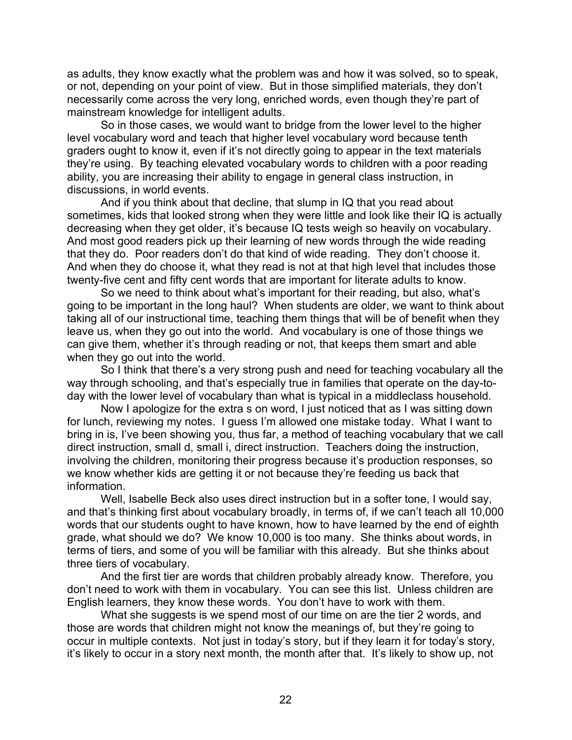as adults, they know exactly what the problem was and how it was solved, so to speak, or not, depending on your point of view. But in those simplified materials, they don't necessarily come across the very long, enriched words, even though they're part of mainstream knowledge for intelligent adults.

So in those cases, we would want to bridge from the lower level to the higher level vocabulary word and teach that higher level vocabulary word because tenth graders ought to know it, even if it's not directly going to appear in the text materials they're using. By teaching elevated vocabulary words to children with a poor reading ability, you are increasing their ability to engage in general class instruction, in discussions, in world events.

And if you think about that decline, that slump in IQ that you read about sometimes, kids that looked strong when they were little and look like their IQ is actually decreasing when they get older, it's because IQ tests weigh so heavily on vocabulary. And most good readers pick up their learning of new words through the wide reading that they do. Poor readers don't do that kind of wide reading. They don't choose it. And when they do choose it, what they read is not at that high level that includes those twenty-five cent and fifty cent words that are important for literate adults to know.

So we need to think about what's important for their reading, but also, what's going to be important in the long haul? When students are older, we want to think about taking all of our instructional time, teaching them things that will be of benefit when they leave us, when they go out into the world. And vocabulary is one of those things we can give them, whether it's through reading or not, that keeps them smart and able when they go out into the world.

So I think that there's a very strong push and need for teaching vocabulary all the way through schooling, and that's especially true in families that operate on the day-to-day with the lower level of vocabulary than what is typical in a middleclass household.

Now I apologize for the extra s on word, I just noticed that as I was sitting down for lunch, reviewing my notes. I guess I'm allowed one mistake today. What I want to bring in is, I've been showing you, thus far, a method of teaching vocabulary that we call direct instruction, small d, small i, direct instruction. Teachers doing the instruction, involving the children, monitoring their progress because it's production responses, so we know whether kids are getting it or not because they're feeding us back that information.

Well, Isabelle Beck also uses direct instruction but in a softer tone, I would say, and that's thinking first about vocabulary broadly, in terms of, if we can't teach all 10,000 words that our students ought to have known, how to have learned by the end of eighth grade, what should we do? We know 10,000 is too many. She thinks about words, in terms of tiers, and some of you will be familiar with this already. But she thinks about three tiers of vocabulary.

And the first tier are words that children probably already know. Therefore, you don't need to work with them in vocabulary. You can see this list. Unless children are English learners, they know these words. You don't have to work with them.

What she suggests is we spend most of our time on are the tier 2 words, and those are words that children might not know the meanings of, but they're going to occur in multiple contexts. Not just in today's story, but if they learn it for today's story, it's likely to occur in a story next month, the month after that. It's likely to show up, not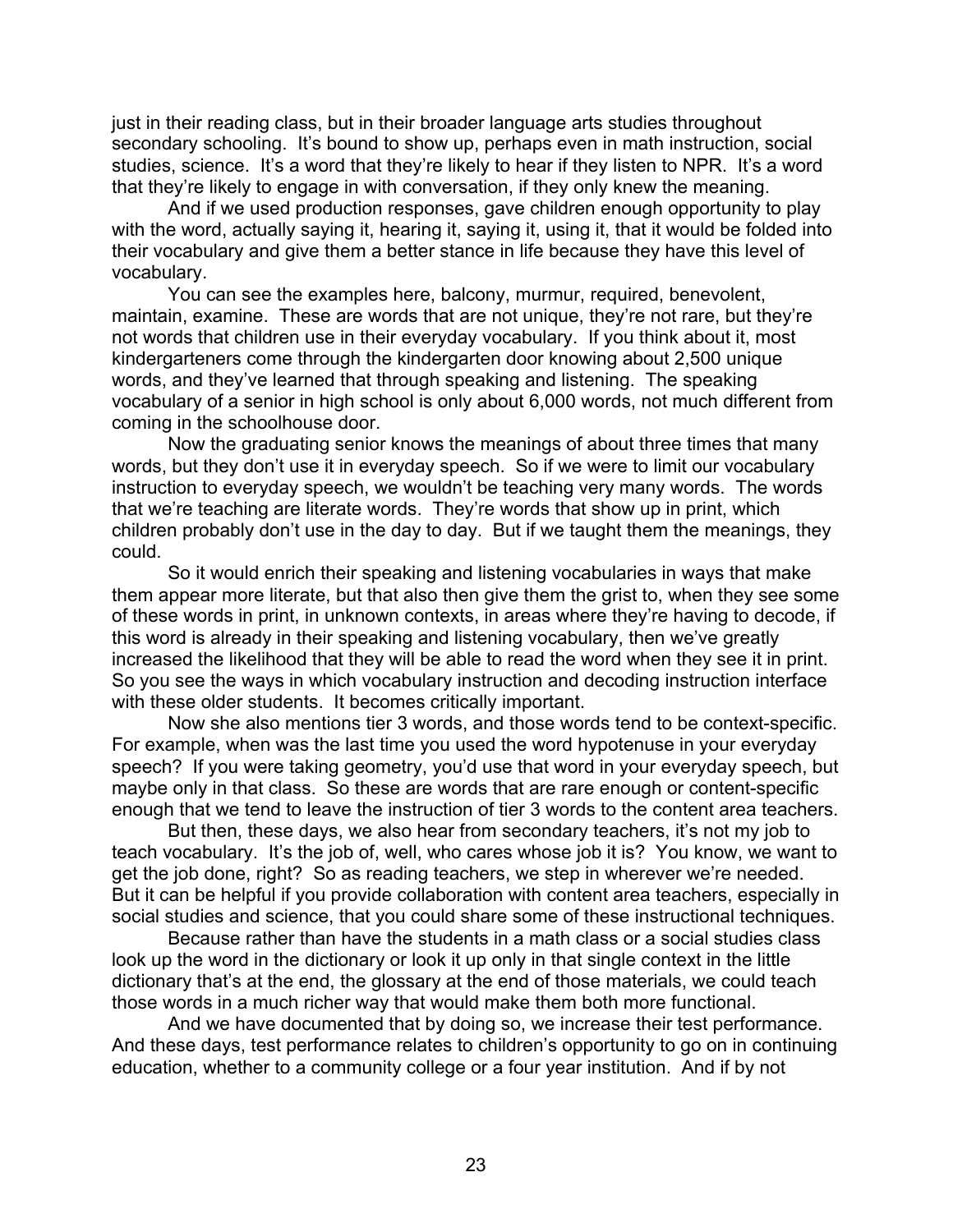just in their reading class, but in their broader language arts studies throughout secondary schooling. It's bound to show up, perhaps even in math instruction, social studies, science. It's a word that they're likely to hear if they listen to NPR. It's a word that they're likely to engage in with conversation, if they only knew the meaning.

And if we used production responses, gave children enough opportunity to play with the word, actually saying it, hearing it, saying it, using it, that it would be folded into their vocabulary and give them a better stance in life because they have this level of vocabulary.

You can see the examples here, balcony, murmur, required, benevolent, maintain, examine. These are words that are not unique, they're not rare, but they're not words that children use in their everyday vocabulary. If you think about it, most kindergarteners come through the kindergarten door knowing about 2,500 unique words, and they've learned that through speaking and listening. The speaking vocabulary of a senior in high school is only about 6,000 words, not much different from coming in the schoolhouse door.

Now the graduating senior knows the meanings of about three times that many words, but they don't use it in everyday speech. So if we were to limit our vocabulary instruction to everyday speech, we wouldn't be teaching very many words. The words that we're teaching are literate words. They're words that show up in print, which children probably don't use in the day to day. But if we taught them the meanings, they could.

So it would enrich their speaking and listening vocabularies in ways that make them appear more literate, but that also then give them the grist to, when they see some of these words in print, in unknown contexts, in areas where they're having to decode, if this word is already in their speaking and listening vocabulary, then we've greatly increased the likelihood that they will be able to read the word when they see it in print. So you see the ways in which vocabulary instruction and decoding instruction interface with these older students. It becomes critically important.

Now she also mentions tier 3 words, and those words tend to be context-specific. For example, when was the last time you used the word hypotenuse in your everyday speech? If you were taking geometry, you'd use that word in your everyday speech, but maybe only in that class. So these are words that are rare enough or content-specific enough that we tend to leave the instruction of tier 3 words to the content area teachers.

But then, these days, we also hear from secondary teachers, it's not my job to teach vocabulary. It's the job of, well, who cares whose job it is? You know, we want to get the job done, right? So as reading teachers, we step in wherever we're needed. But it can be helpful if you provide collaboration with content area teachers, especially in social studies and science, that you could share some of these instructional techniques.

Because rather than have the students in a math class or a social studies class look up the word in the dictionary or look it up only in that single context in the little dictionary that's at the end, the glossary at the end of those materials, we could teach those words in a much richer way that would make them both more functional.

And we have documented that by doing so, we increase their test performance. And these days, test performance relates to children's opportunity to go on in continuing education, whether to a community college or a four year institution. And if by not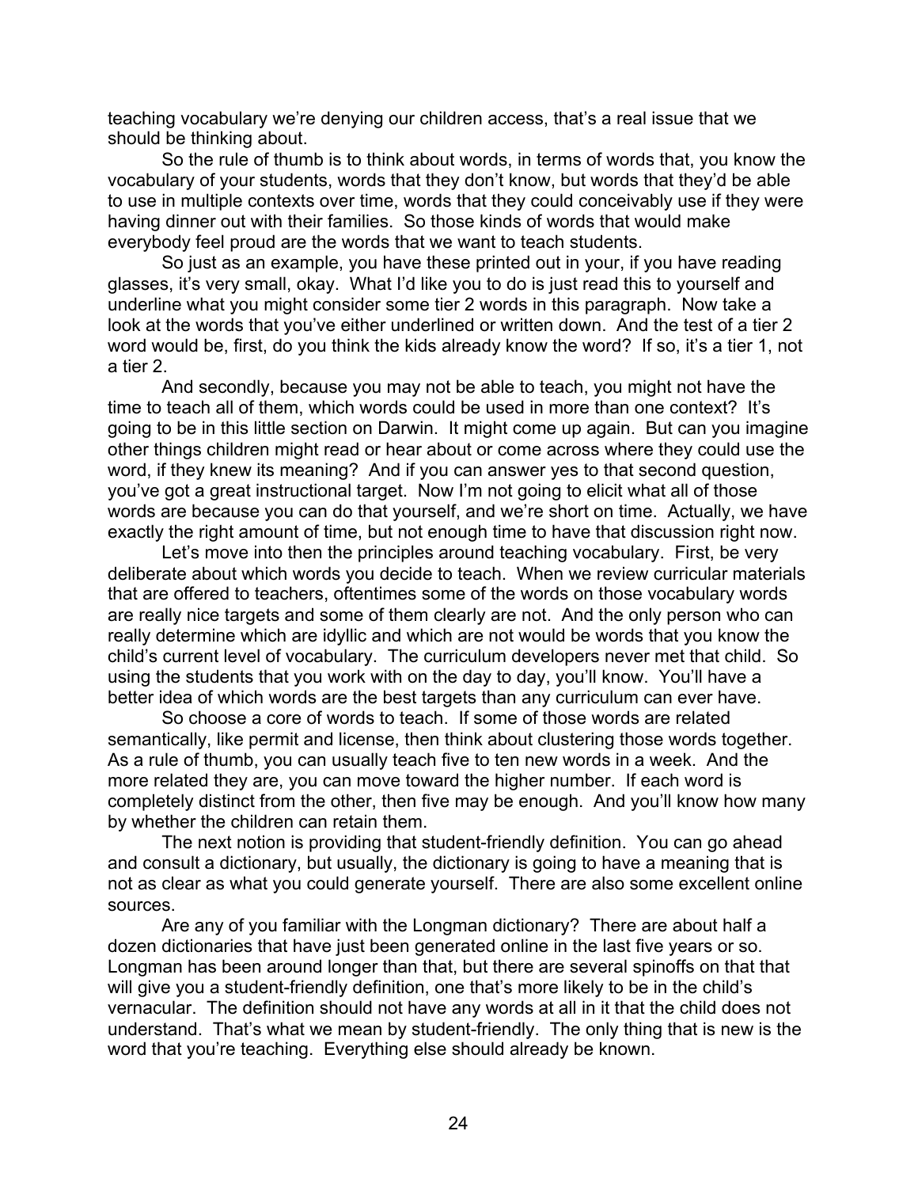teaching vocabulary we're denying our children access, that's a real issue that we should be thinking about.

So the rule of thumb is to think about words, in terms of words that, you know the vocabulary of your students, words that they don't know, but words that they'd be able to use in multiple contexts over time, words that they could conceivably use if they were having dinner out with their families. So those kinds of words that would make everybody feel proud are the words that we want to teach students.

So just as an example, you have these printed out in your, if you have reading glasses, it's very small, okay. What I'd like you to do is just read this to yourself and underline what you might consider some tier 2 words in this paragraph. Now take a look at the words that you've either underlined or written down. And the test of a tier 2 word would be, first, do you think the kids already know the word? If so, it's a tier 1, not a tier 2.

And secondly, because you may not be able to teach, you might not have the time to teach all of them, which words could be used in more than one context? It's going to be in this little section on Darwin. It might come up again. But can you imagine other things children might read or hear about or come across where they could use the word, if they knew its meaning? And if you can answer yes to that second question, you've got a great instructional target. Now I'm not going to elicit what all of those words are because you can do that yourself, and we're short on time. Actually, we have exactly the right amount of time, but not enough time to have that discussion right now.

Let's move into then the principles around teaching vocabulary. First, be very deliberate about which words you decide to teach. When we review curricular materials that are offered to teachers, oftentimes some of the words on those vocabulary words are really nice targets and some of them clearly are not. And the only person who can really determine which are idyllic and which are not would be words that you know the child's current level of vocabulary. The curriculum developers never met that child. So using the students that you work with on the day to day, you'll know. You'll have a better idea of which words are the best targets than any curriculum can ever have.

So choose a core of words to teach. If some of those words are related semantically, like permit and license, then think about clustering those words together. As a rule of thumb, you can usually teach five to ten new words in a week. And the more related they are, you can move toward the higher number. If each word is completely distinct from the other, then five may be enough. And you'll know how many by whether the children can retain them.

The next notion is providing that student-friendly definition. You can go ahead and consult a dictionary, but usually, the dictionary is going to have a meaning that is not as clear as what you could generate yourself. There are also some excellent online sources.

Are any of you familiar with the Longman dictionary? There are about half a dozen dictionaries that have just been generated online in the last five years or so. Longman has been around longer than that, but there are several spinoffs on that that will give you a student-friendly definition, one that's more likely to be in the child's vernacular. The definition should not have any words at all in it that the child does not understand. That's what we mean by student-friendly. The only thing that is new is the word that you're teaching. Everything else should already be known.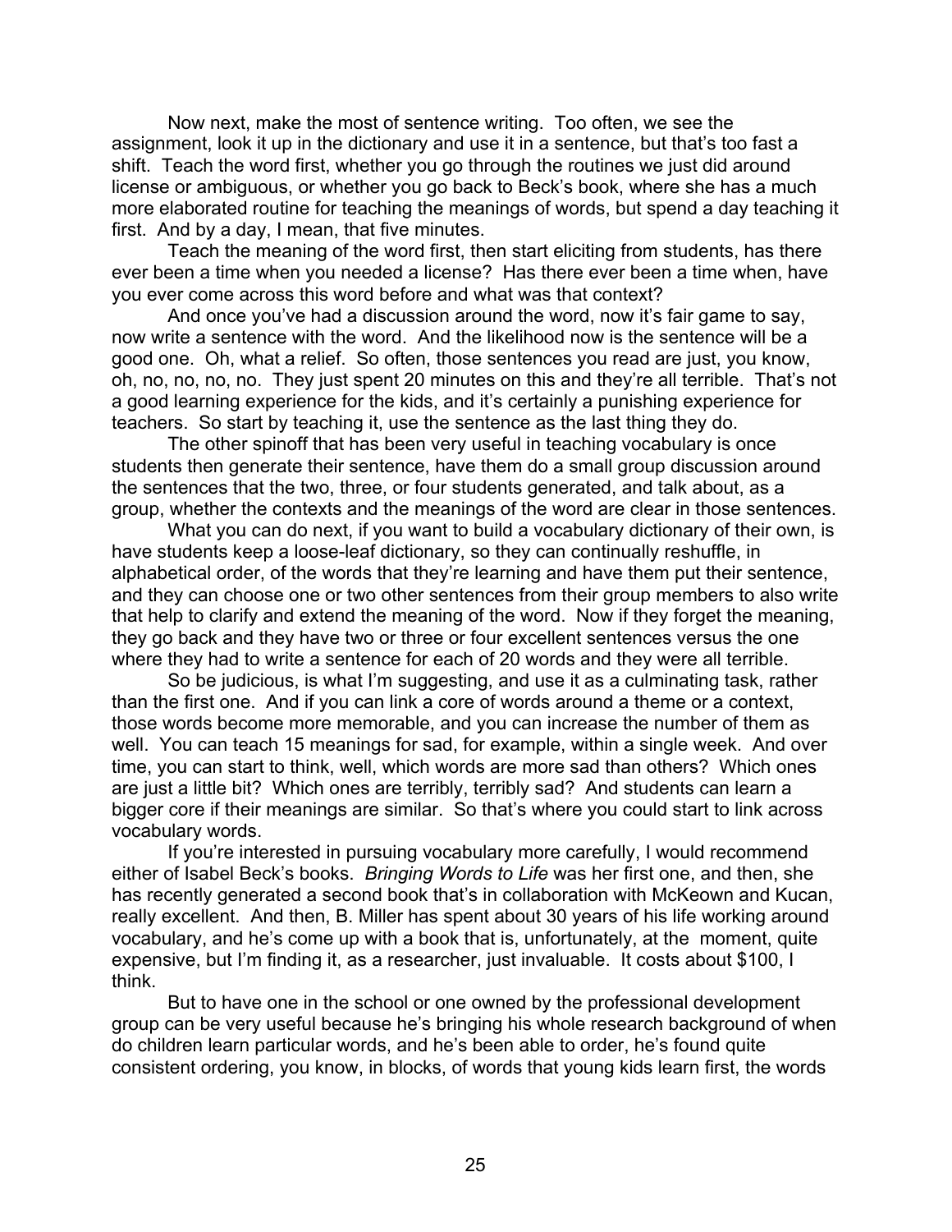Now next, make the most of sentence writing. Too often, we see the assignment, look it up in the dictionary and use it in a sentence, but that's too fast a shift. Teach the word first, whether you go through the routines we just did around license or ambiguous, or whether you go back to Beck's book, where she has a much more elaborated routine for teaching the meanings of words, but spend a day teaching it first. And by a day, I mean, that five minutes.

Teach the meaning of the word first, then start eliciting from students, has there ever been a time when you needed a license? Has there ever been a time when, have you ever come across this word before and what was that context?

And once you've had a discussion around the word, now it's fair game to say, now write a sentence with the word. And the likelihood now is the sentence will be a good one. Oh, what a relief. So often, those sentences you read are just, you know, oh, no, no, no, no. They just spent 20 minutes on this and they're all terrible. That's not a good learning experience for the kids, and it's certainly a punishing experience for teachers. So start by teaching it, use the sentence as the last thing they do.

The other spinoff that has been very useful in teaching vocabulary is once students then generate their sentence, have them do a small group discussion around the sentences that the two, three, or four students generated, and talk about, as a group, whether the contexts and the meanings of the word are clear in those sentences.

What you can do next, if you want to build a vocabulary dictionary of their own, is have students keep a loose-leaf dictionary, so they can continually reshuffle, in alphabetical order, of the words that they're learning and have them put their sentence, and they can choose one or two other sentences from their group members to also write that help to clarify and extend the meaning of the word. Now if they forget the meaning, they go back and they have two or three or four excellent sentences versus the one where they had to write a sentence for each of 20 words and they were all terrible.

So be judicious, is what I'm suggesting, and use it as a culminating task, rather than the first one. And if you can link a core of words around a theme or a context, those words become more memorable, and you can increase the number of them as well. You can teach 15 meanings for sad, for example, within a single week. And over time, you can start to think, well, which words are more sad than others? Which ones are just a little bit? Which ones are terribly, terribly sad? And students can learn a bigger core if their meanings are similar. So that's where you could start to link across vocabulary words.

If you're interested in pursuing vocabulary more carefully, I would recommend either of Isabel Beck's books. *Bringing Words to Life* was her first one, and then, she has recently generated a second book that's in collaboration with McKeown and Kucan, really excellent. And then, B. Miller has spent about 30 years of his life working around vocabulary, and he's come up with a book that is, unfortunately, at the moment, quite expensive, but I'm finding it, as a researcher, just invaluable. It costs about $100, I think.

But to have one in the school or one owned by the professional development group can be very useful because he's bringing his whole research background of when do children learn particular words, and he's been able to order, he's found quite consistent ordering, you know, in blocks, of words that young kids learn first, the words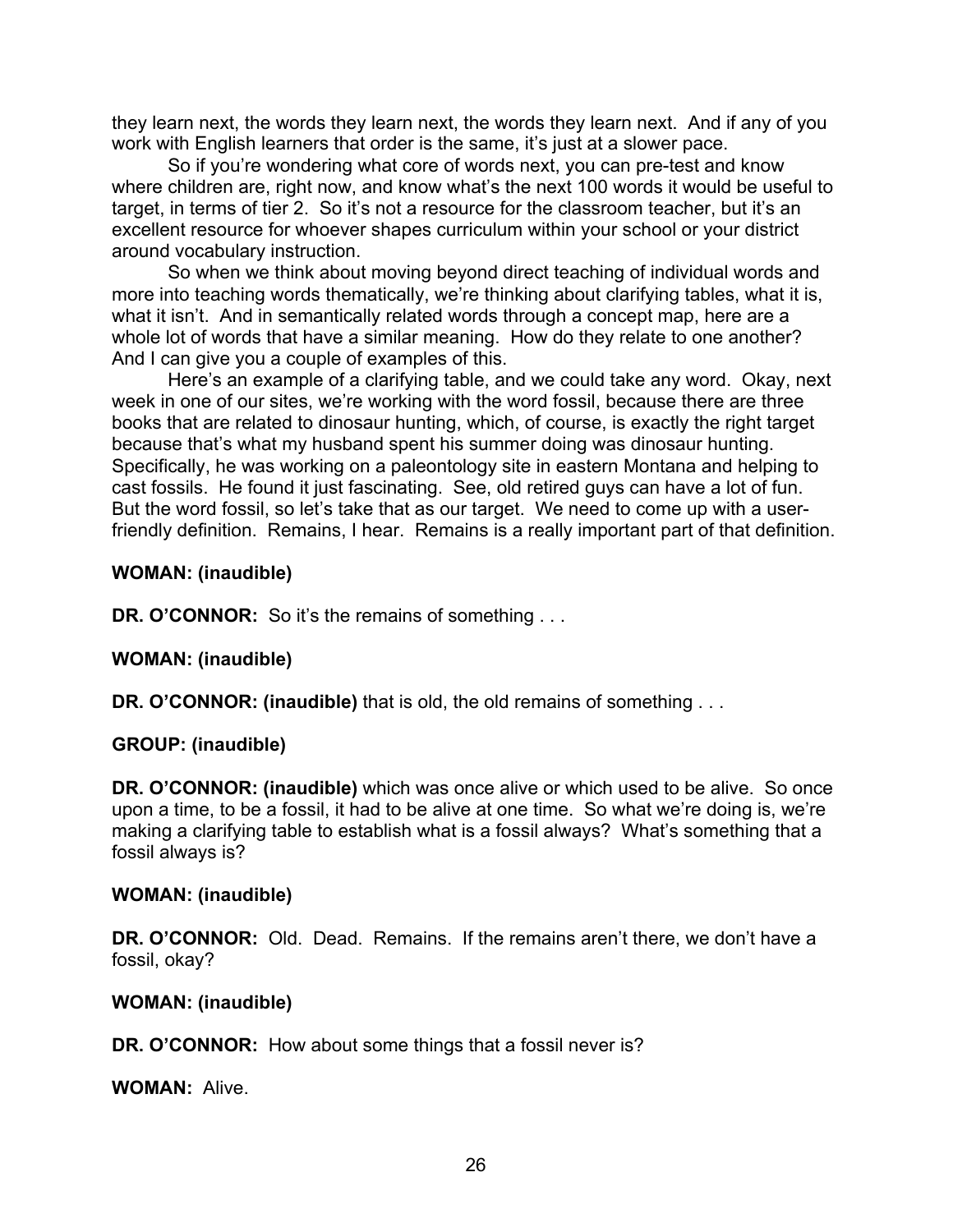they learn next, the words they learn next, the words they learn next. And if any of you work with English learners that order is the same, it's just at a slower pace.

So if you're wondering what core of words next, you can pre-test and know where children are, right now, and know what's the next 100 words it would be useful to target, in terms of tier 2. So it's not a resource for the classroom teacher, but it's an excellent resource for whoever shapes curriculum within your school or your district around vocabulary instruction.

So when we think about moving beyond direct teaching of individual words and more into teaching words thematically, we're thinking about clarifying tables, what it is, what it isn't. And in semantically related words through a concept map, here are a whole lot of words that have a similar meaning. How do they relate to one another? And I can give you a couple of examples of this.

Here's an example of a clarifying table, and we could take any word. Okay, next week in one of our sites, we're working with the word fossil, because there are three books that are related to dinosaur hunting, which, of course, is exactly the right target because that's what my husband spent his summer doing was dinosaur hunting. Specifically, he was working on a paleontology site in eastern Montana and helping to cast fossils. He found it just fascinating. See, old retired guys can have a lot of fun. But the word fossil, so let's take that as our target. We need to come up with a user-friendly definition. Remains, I hear. Remains is a really important part of that definition.

**WOMAN: (inaudible)**

**DR. O'CONNOR:** So it's the remains of something . . .

**WOMAN: (inaudible)**

**DR. O'CONNOR: (inaudible)** that is old, the old remains of something . . .

**GROUP: (inaudible)**

**DR. O'CONNOR: (inaudible)** which was once alive or which used to be alive. So once upon a time, to be a fossil, it had to be alive at one time. So what we're doing is, we're making a clarifying table to establish what is a fossil always? What's something that a fossil always is?

**WOMAN: (inaudible)**

**DR. O'CONNOR:** Old. Dead. Remains. If the remains aren't there, we don't have a fossil, okay?

**WOMAN: (inaudible)**

**DR. O'CONNOR:** How about some things that a fossil never is?

**WOMAN:** Alive.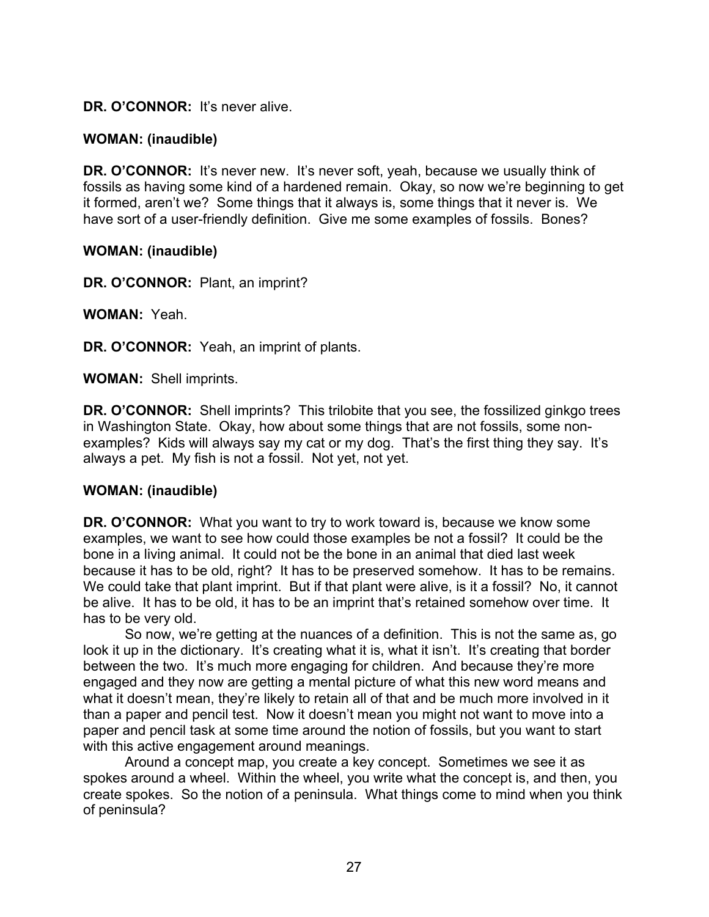**DR. O'CONNOR:** It's never alive.

**WOMAN: (inaudible)**

**DR. O'CONNOR:** It's never new. It's never soft, yeah, because we usually think of fossils as having some kind of a hardened remain. Okay, so now we're beginning to get it formed, aren't we? Some things that it always is, some things that it never is. We have sort of a user-friendly definition. Give me some examples of fossils. Bones?

**WOMAN: (inaudible)**

**DR. O'CONNOR:** Plant, an imprint?

**WOMAN:** Yeah.

**DR. O'CONNOR:** Yeah, an imprint of plants.

**WOMAN:** Shell imprints.

**DR. O'CONNOR:** Shell imprints? This trilobite that you see, the fossilized ginkgo trees in Washington State. Okay, how about some things that are not fossils, some non-examples? Kids will always say my cat or my dog. That's the first thing they say. It's always a pet. My fish is not a fossil. Not yet, not yet.

**WOMAN: (inaudible)**

**DR. O'CONNOR:** What you want to try to work toward is, because we know some examples, we want to see how could those examples be not a fossil? It could be the bone in a living animal. It could not be the bone in an animal that died last week because it has to be old, right? It has to be preserved somehow. It has to be remains. We could take that plant imprint. But if that plant were alive, is it a fossil? No, it cannot be alive. It has to be old, it has to be an imprint that's retained somehow over time. It has to be very old.

So now, we're getting at the nuances of a definition. This is not the same as, go look it up in the dictionary. It's creating what it is, what it isn't. It's creating that border between the two. It's much more engaging for children. And because they're more engaged and they now are getting a mental picture of what this new word means and what it doesn't mean, they're likely to retain all of that and be much more involved in it than a paper and pencil test. Now it doesn't mean you might not want to move into a paper and pencil task at some time around the notion of fossils, but you want to start with this active engagement around meanings.

Around a concept map, you create a key concept. Sometimes we see it as spokes around a wheel. Within the wheel, you write what the concept is, and then, you create spokes. So the notion of a peninsula. What things come to mind when you think of peninsula?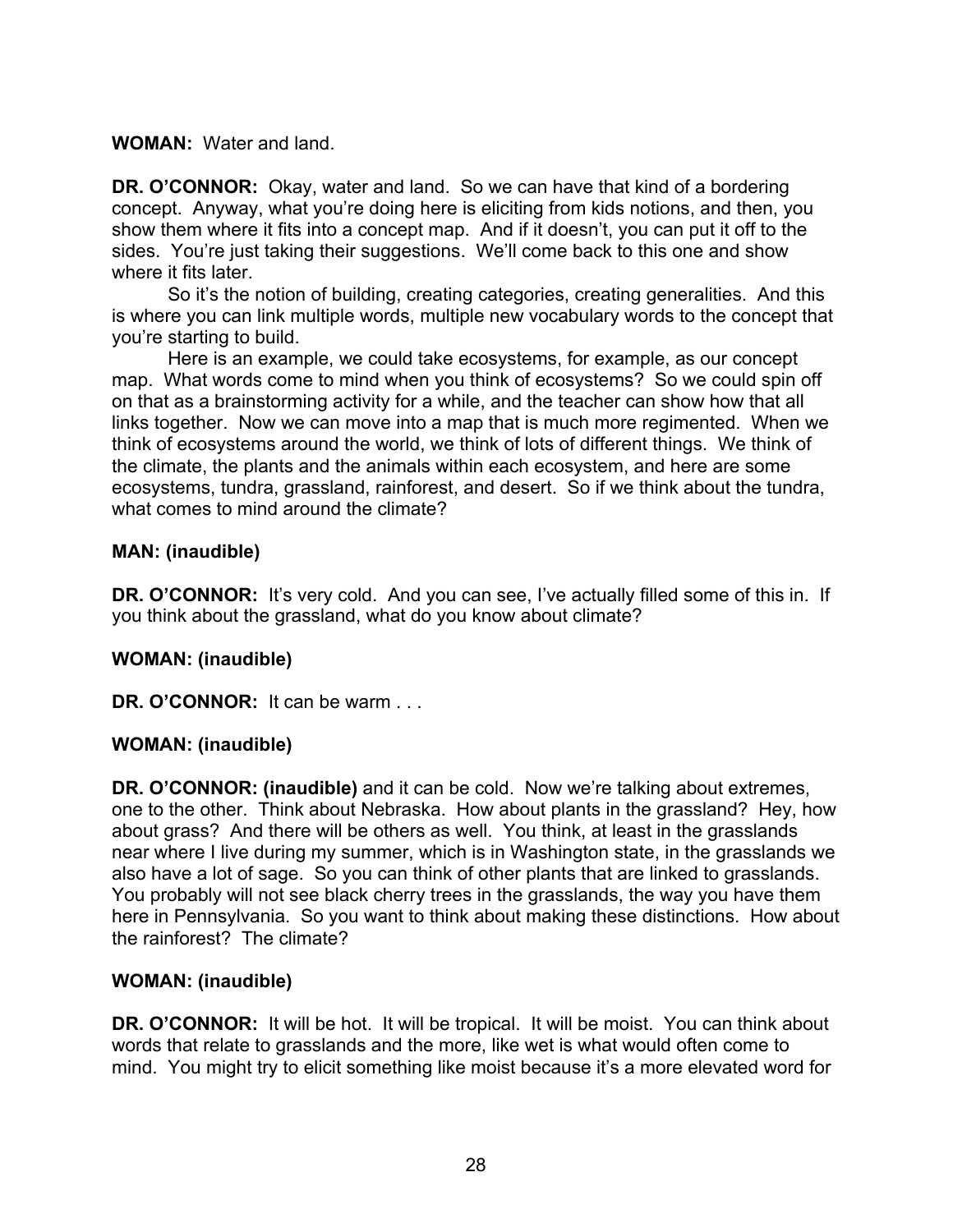**WOMAN:** Water and land.

**DR. O'CONNOR:** Okay, water and land. So we can have that kind of a bordering concept. Anyway, what you're doing here is eliciting from kids notions, and then, you show them where it fits into a concept map. And if it doesn't, you can put it off to the sides. You're just taking their suggestions. We'll come back to this one and show where it fits later.

So it's the notion of building, creating categories, creating generalities. And this is where you can link multiple words, multiple new vocabulary words to the concept that you're starting to build.

Here is an example, we could take ecosystems, for example, as our concept map. What words come to mind when you think of ecosystems? So we could spin off on that as a brainstorming activity for a while, and the teacher can show how that all links together. Now we can move into a map that is much more regimented. When we think of ecosystems around the world, we think of lots of different things. We think of the climate, the plants and the animals within each ecosystem, and here are some ecosystems, tundra, grassland, rainforest, and desert. So if we think about the tundra, what comes to mind around the climate?

**MAN: (inaudible)**

**DR. O'CONNOR:** It's very cold. And you can see, I've actually filled some of this in. If you think about the grassland, what do you know about climate?

**WOMAN: (inaudible)**

**DR. O'CONNOR:** It can be warm . . .

**WOMAN: (inaudible)**

**DR. O'CONNOR: (inaudible)** and it can be cold. Now we're talking about extremes, one to the other. Think about Nebraska. How about plants in the grassland? Hey, how about grass? And there will be others as well. You think, at least in the grasslands near where I live during my summer, which is in Washington state, in the grasslands we also have a lot of sage. So you can think of other plants that are linked to grasslands. You probably will not see black cherry trees in the grasslands, the way you have them here in Pennsylvania. So you want to think about making these distinctions. How about the rainforest? The climate?

**WOMAN: (inaudible)**

**DR. O'CONNOR:** It will be hot. It will be tropical. It will be moist. You can think about words that relate to grasslands and the more, like wet is what would often come to mind. You might try to elicit something like moist because it's a more elevated word for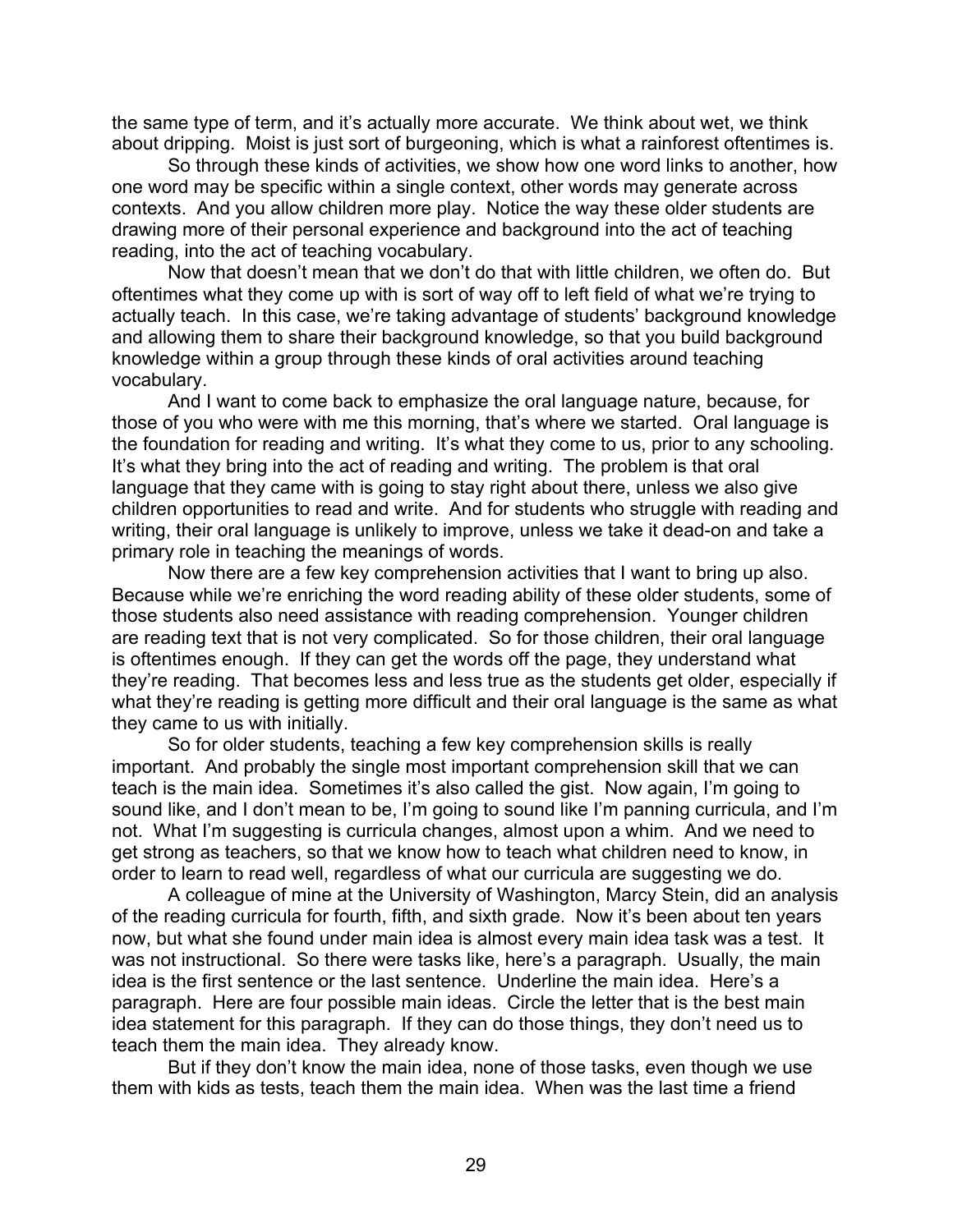the same type of term, and it's actually more accurate. We think about wet, we think about dripping. Moist is just sort of burgeoning, which is what a rainforest oftentimes is.

So through these kinds of activities, we show how one word links to another, how one word may be specific within a single context, other words may generate across contexts. And you allow children more play. Notice the way these older students are drawing more of their personal experience and background into the act of teaching reading, into the act of teaching vocabulary.

Now that doesn't mean that we don't do that with little children, we often do. But oftentimes what they come up with is sort of way off to left field of what we're trying to actually teach. In this case, we're taking advantage of students' background knowledge and allowing them to share their background knowledge, so that you build background knowledge within a group through these kinds of oral activities around teaching vocabulary.

And I want to come back to emphasize the oral language nature, because, for those of you who were with me this morning, that's where we started. Oral language is the foundation for reading and writing. It's what they come to us, prior to any schooling. It's what they bring into the act of reading and writing. The problem is that oral language that they came with is going to stay right about there, unless we also give children opportunities to read and write. And for students who struggle with reading and writing, their oral language is unlikely to improve, unless we take it dead-on and take a primary role in teaching the meanings of words.

Now there are a few key comprehension activities that I want to bring up also. Because while we're enriching the word reading ability of these older students, some of those students also need assistance with reading comprehension. Younger children are reading text that is not very complicated. So for those children, their oral language is oftentimes enough. If they can get the words off the page, they understand what they're reading. That becomes less and less true as the students get older, especially if what they're reading is getting more difficult and their oral language is the same as what they came to us with initially.

So for older students, teaching a few key comprehension skills is really important. And probably the single most important comprehension skill that we can teach is the main idea. Sometimes it's also called the gist. Now again, I'm going to sound like, and I don't mean to be, I'm going to sound like I'm panning curricula, and I'm not. What I'm suggesting is curricula changes, almost upon a whim. And we need to get strong as teachers, so that we know how to teach what children need to know, in order to learn to read well, regardless of what our curricula are suggesting we do.

A colleague of mine at the University of Washington, Marcy Stein, did an analysis of the reading curricula for fourth, fifth, and sixth grade. Now it's been about ten years now, but what she found under main idea is almost every main idea task was a test. It was not instructional. So there were tasks like, here's a paragraph. Usually, the main idea is the first sentence or the last sentence. Underline the main idea. Here's a paragraph. Here are four possible main ideas. Circle the letter that is the best main idea statement for this paragraph. If they can do those things, they don't need us to teach them the main idea. They already know.

But if they don't know the main idea, none of those tasks, even though we use them with kids as tests, teach them the main idea. When was the last time a friend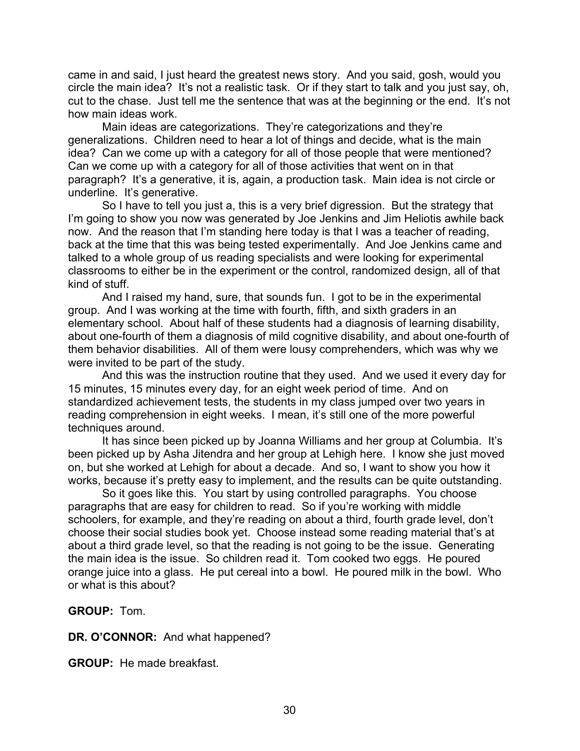came in and said, I just heard the greatest news story. And you said, gosh, would you circle the main idea? It's not a realistic task. Or if they start to talk and you just say, oh, cut to the chase. Just tell me the sentence that was at the beginning or the end. It's not how main ideas work.

Main ideas are categorizations. They're categorizations and they're generalizations. Children need to hear a lot of things and decide, what is the main idea? Can we come up with a category for all of those people that were mentioned? Can we come up with a category for all of those activities that went on in that paragraph? It's a generative, it is, again, a production task. Main idea is not circle or underline. It's generative.

So I have to tell you just a, this is a very brief digression. But the strategy that I'm going to show you now was generated by Joe Jenkins and Jim Heliotis awhile back now. And the reason that I'm standing here today is that I was a teacher of reading, back at the time that this was being tested experimentally. And Joe Jenkins came and talked to a whole group of us reading specialists and were looking for experimental classrooms to either be in the experiment or the control, randomized design, all of that kind of stuff.

And I raised my hand, sure, that sounds fun. I got to be in the experimental group. And I was working at the time with fourth, fifth, and sixth graders in an elementary school. About half of these students had a diagnosis of learning disability, about one-fourth of them a diagnosis of mild cognitive disability, and about one-fourth of them behavior disabilities. All of them were lousy comprehenders, which was why we were invited to be part of the study.

And this was the instruction routine that they used. And we used it every day for 15 minutes, 15 minutes every day, for an eight week period of time. And on standardized achievement tests, the students in my class jumped over two years in reading comprehension in eight weeks. I mean, it's still one of the more powerful techniques around.

It has since been picked up by Joanna Williams and her group at Columbia. It's been picked up by Asha Jitendra and her group at Lehigh here. I know she just moved on, but she worked at Lehigh for about a decade. And so, I want to show you how it works, because it's pretty easy to implement, and the results can be quite outstanding.

So it goes like this. You start by using controlled paragraphs. You choose paragraphs that are easy for children to read. So if you're working with middle schoolers, for example, and they're reading on about a third, fourth grade level, don't choose their social studies book yet. Choose instead some reading material that's at about a third grade level, so that the reading is not going to be the issue. Generating the main idea is the issue. So children read it. Tom cooked two eggs. He poured orange juice into a glass. He put cereal into a bowl. He poured milk in the bowl. Who or what is this about?

**GROUP:** Tom.

**DR. O'CONNOR:** And what happened?

**GROUP:** He made breakfast.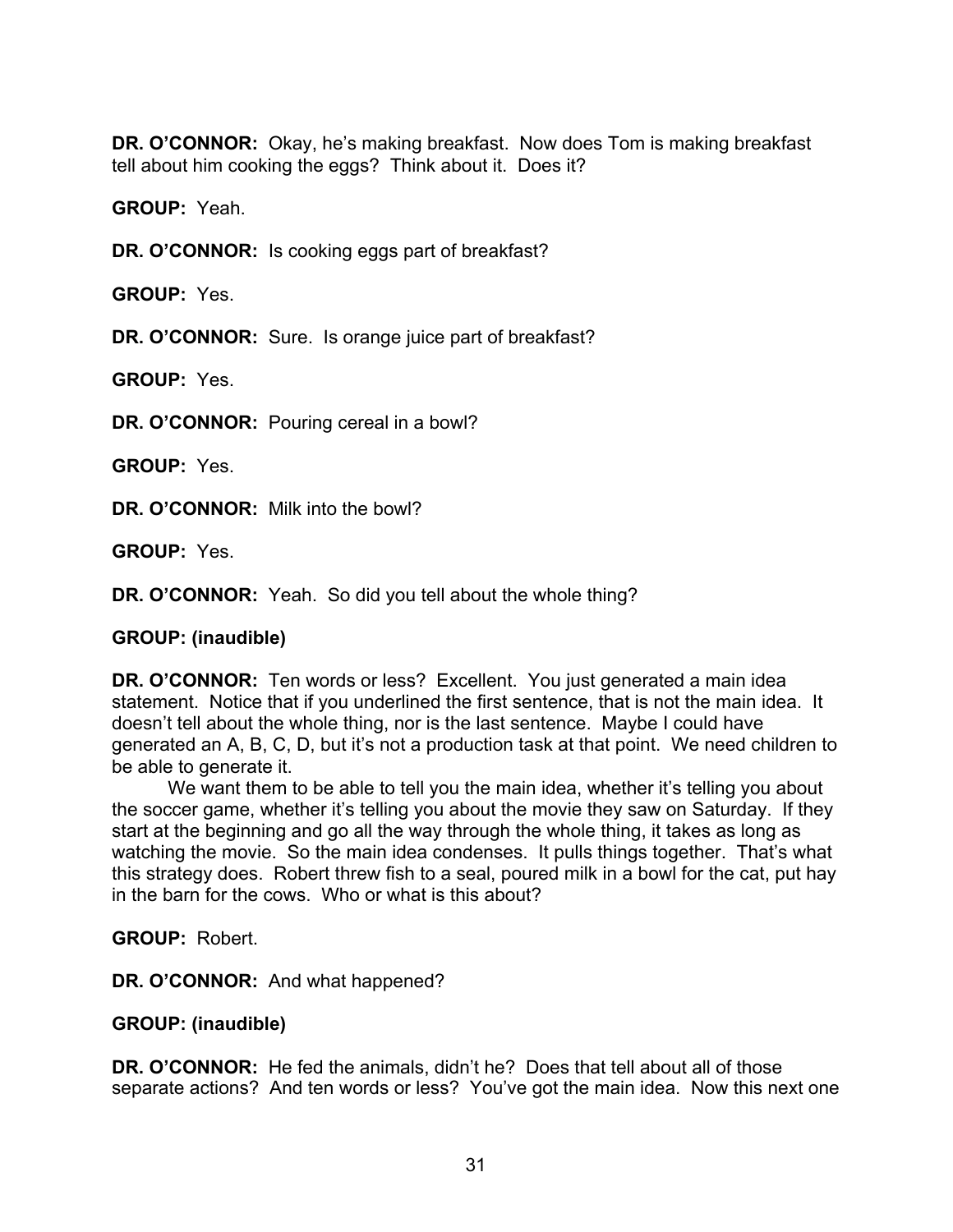**DR. O'CONNOR:** Okay, he's making breakfast. Now does Tom is making breakfast tell about him cooking the eggs? Think about it. Does it?

**GROUP:** Yeah.

**DR. O'CONNOR:** Is cooking eggs part of breakfast?

**GROUP:** Yes.

**DR. O'CONNOR:** Sure. Is orange juice part of breakfast?

**GROUP:** Yes.

**DR. O'CONNOR:** Pouring cereal in a bowl?

**GROUP:** Yes.

**DR. O'CONNOR:** Milk into the bowl?

**GROUP:** Yes.

**DR. O'CONNOR:** Yeah. So did you tell about the whole thing?

**GROUP: (inaudible)**

**DR. O'CONNOR:** Ten words or less? Excellent. You just generated a main idea statement. Notice that if you underlined the first sentence, that is not the main idea. It doesn't tell about the whole thing, nor is the last sentence. Maybe I could have generated an A, B, C, D, but it's not a production task at that point. We need children to be able to generate it.

We want them to be able to tell you the main idea, whether it's telling you about the soccer game, whether it's telling you about the movie they saw on Saturday. If they start at the beginning and go all the way through the whole thing, it takes as long as watching the movie. So the main idea condenses. It pulls things together. That's what this strategy does. Robert threw fish to a seal, poured milk in a bowl for the cat, put hay in the barn for the cows. Who or what is this about?

**GROUP:** Robert.

**DR. O'CONNOR:** And what happened?

**GROUP: (inaudible)**

**DR. O'CONNOR:** He fed the animals, didn't he? Does that tell about all of those separate actions? And ten words or less? You've got the main idea. Now this next one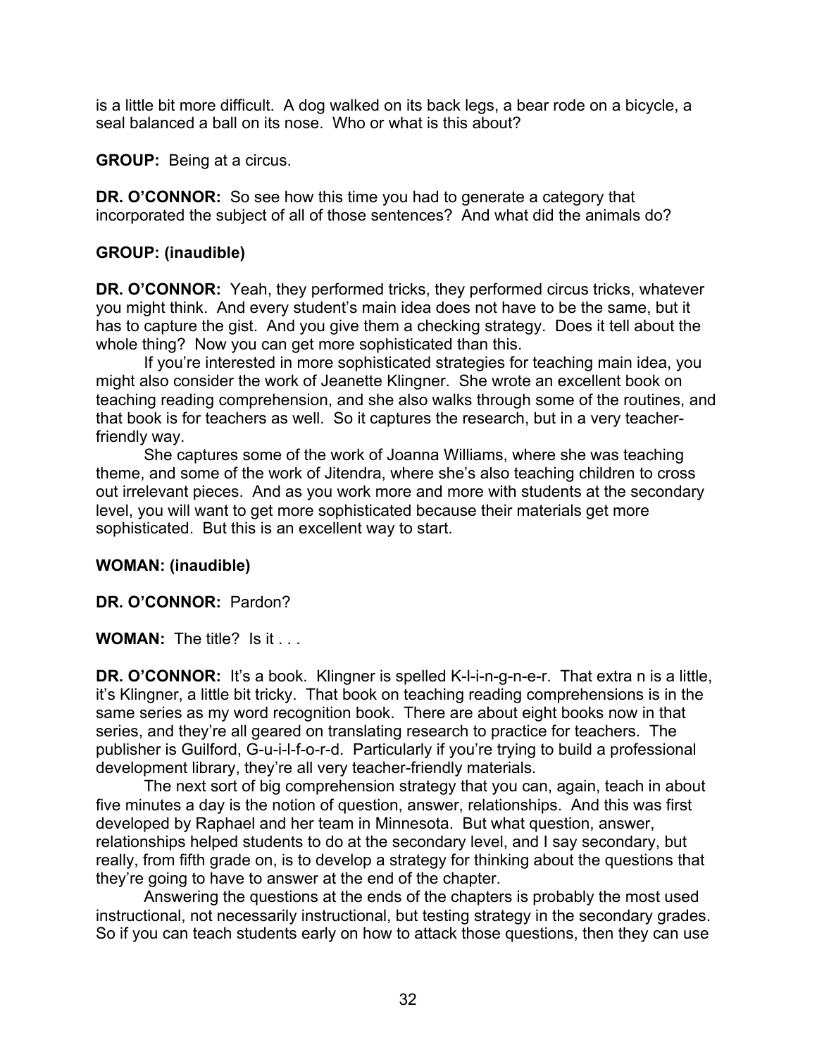is a little bit more difficult. A dog walked on its back legs, a bear rode on a bicycle, a seal balanced a ball on its nose. Who or what is this about?

**GROUP:** Being at a circus.

**DR. O'CONNOR:** So see how this time you had to generate a category that incorporated the subject of all of those sentences? And what did the animals do?

**GROUP: (inaudible)**

**DR. O'CONNOR:** Yeah, they performed tricks, they performed circus tricks, whatever you might think. And every student's main idea does not have to be the same, but it has to capture the gist. And you give them a checking strategy. Does it tell about the whole thing? Now you can get more sophisticated than this.

If you're interested in more sophisticated strategies for teaching main idea, you might also consider the work of Jeanette Klingner. She wrote an excellent book on teaching reading comprehension, and she also walks through some of the routines, and that book is for teachers as well. So it captures the research, but in a very teacher-friendly way.

She captures some of the work of Joanna Williams, where she was teaching theme, and some of the work of Jitendra, where she's also teaching children to cross out irrelevant pieces. And as you work more and more with students at the secondary level, you will want to get more sophisticated because their materials get more sophisticated. But this is an excellent way to start.

**WOMAN: (inaudible)**

**DR. O'CONNOR:** Pardon?

**WOMAN:** The title? Is it . . .

**DR. O'CONNOR:** It's a book. Klingner is spelled K-l-i-n-g-n-e-r. That extra n is a little, it's Klingner, a little bit tricky. That book on teaching reading comprehensions is in the same series as my word recognition book. There are about eight books now in that series, and they're all geared on translating research to practice for teachers. The publisher is Guilford, G-u-i-l-f-o-r-d. Particularly if you're trying to build a professional development library, they're all very teacher-friendly materials.

The next sort of big comprehension strategy that you can, again, teach in about five minutes a day is the notion of question, answer, relationships. And this was first developed by Raphael and her team in Minnesota. But what question, answer, relationships helped students to do at the secondary level, and I say secondary, but really, from fifth grade on, is to develop a strategy for thinking about the questions that they're going to have to answer at the end of the chapter.

Answering the questions at the ends of the chapters is probably the most used instructional, not necessarily instructional, but testing strategy in the secondary grades. So if you can teach students early on how to attack those questions, then they can use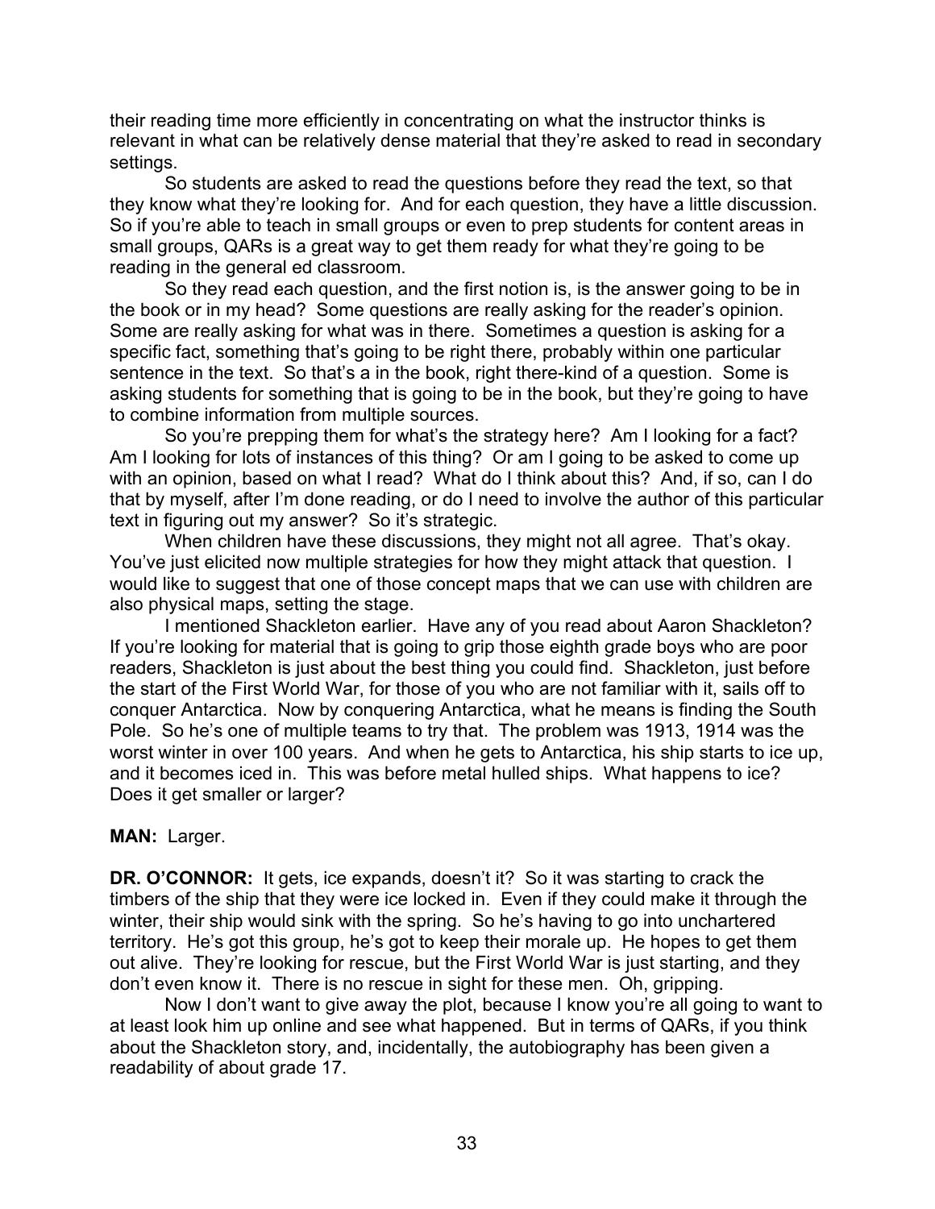their reading time more efficiently in concentrating on what the instructor thinks is relevant in what can be relatively dense material that they're asked to read in secondary settings.

So students are asked to read the questions before they read the text, so that they know what they're looking for. And for each question, they have a little discussion. So if you're able to teach in small groups or even to prep students for content areas in small groups, QARs is a great way to get them ready for what they're going to be reading in the general ed classroom.

So they read each question, and the first notion is, is the answer going to be in the book or in my head? Some questions are really asking for the reader's opinion. Some are really asking for what was in there. Sometimes a question is asking for a specific fact, something that's going to be right there, probably within one particular sentence in the text. So that's a in the book, right there-kind of a question. Some is asking students for something that is going to be in the book, but they're going to have to combine information from multiple sources.

So you're prepping them for what's the strategy here? Am I looking for a fact? Am I looking for lots of instances of this thing? Or am I going to be asked to come up with an opinion, based on what I read? What do I think about this? And, if so, can I do that by myself, after I'm done reading, or do I need to involve the author of this particular text in figuring out my answer? So it's strategic.

When children have these discussions, they might not all agree. That's okay. You've just elicited now multiple strategies for how they might attack that question. I would like to suggest that one of those concept maps that we can use with children are also physical maps, setting the stage.

I mentioned Shackleton earlier. Have any of you read about Aaron Shackleton? If you're looking for material that is going to grip those eighth grade boys who are poor readers, Shackleton is just about the best thing you could find. Shackleton, just before the start of the First World War, for those of you who are not familiar with it, sails off to conquer Antarctica. Now by conquering Antarctica, what he means is finding the South Pole. So he's one of multiple teams to try that. The problem was 1913, 1914 was the worst winter in over 100 years. And when he gets to Antarctica, his ship starts to ice up, and it becomes iced in. This was before metal hulled ships. What happens to ice? Does it get smaller or larger?

**MAN:** Larger.

**DR. O'CONNOR:** It gets, ice expands, doesn't it? So it was starting to crack the timbers of the ship that they were ice locked in. Even if they could make it through the winter, their ship would sink with the spring. So he's having to go into unchartered territory. He's got this group, he's got to keep their morale up. He hopes to get them out alive. They're looking for rescue, but the First World War is just starting, and they don't even know it. There is no rescue in sight for these men. Oh, gripping.

Now I don't want to give away the plot, because I know you're all going to want to at least look him up online and see what happened. But in terms of QARs, if you think about the Shackleton story, and, incidentally, the autobiography has been given a readability of about grade 17.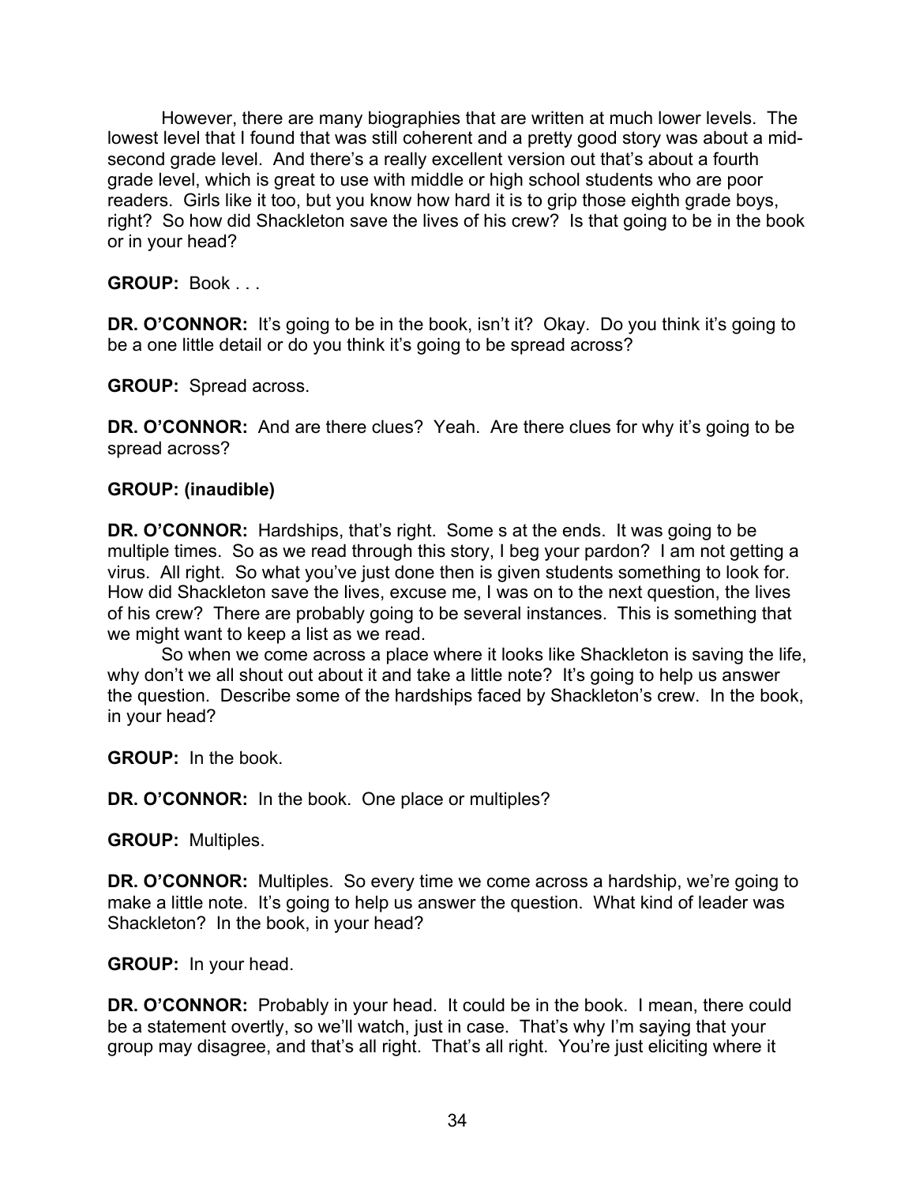However, there are many biographies that are written at much lower levels. The lowest level that I found that was still coherent and a pretty good story was about a mid-second grade level. And there's a really excellent version out that's about a fourth grade level, which is great to use with middle or high school students who are poor readers. Girls like it too, but you know how hard it is to grip those eighth grade boys, right? So how did Shackleton save the lives of his crew? Is that going to be in the book or in your head?

**GROUP:** Book . . .

**DR. O'CONNOR:** It's going to be in the book, isn't it? Okay. Do you think it's going to be a one little detail or do you think it's going to be spread across?

**GROUP:** Spread across.

**DR. O'CONNOR:** And are there clues? Yeah. Are there clues for why it's going to be spread across?

**GROUP: (inaudible)**

**DR. O'CONNOR:** Hardships, that's right. Some s at the ends. It was going to be multiple times. So as we read through this story, I beg your pardon? I am not getting a virus. All right. So what you've just done then is given students something to look for. How did Shackleton save the lives, excuse me, I was on to the next question, the lives of his crew? There are probably going to be several instances. This is something that we might want to keep a list as we read.

So when we come across a place where it looks like Shackleton is saving the life, why don't we all shout out about it and take a little note? It's going to help us answer the question. Describe some of the hardships faced by Shackleton's crew. In the book, in your head?

**GROUP:** In the book.

**DR. O'CONNOR:** In the book. One place or multiples?

**GROUP:** Multiples.

**DR. O'CONNOR:** Multiples. So every time we come across a hardship, we're going to make a little note. It's going to help us answer the question. What kind of leader was Shackleton? In the book, in your head?

**GROUP:** In your head.

**DR. O'CONNOR:** Probably in your head. It could be in the book. I mean, there could be a statement overtly, so we'll watch, just in case. That's why I'm saying that your group may disagree, and that's all right. That's all right. You're just eliciting where it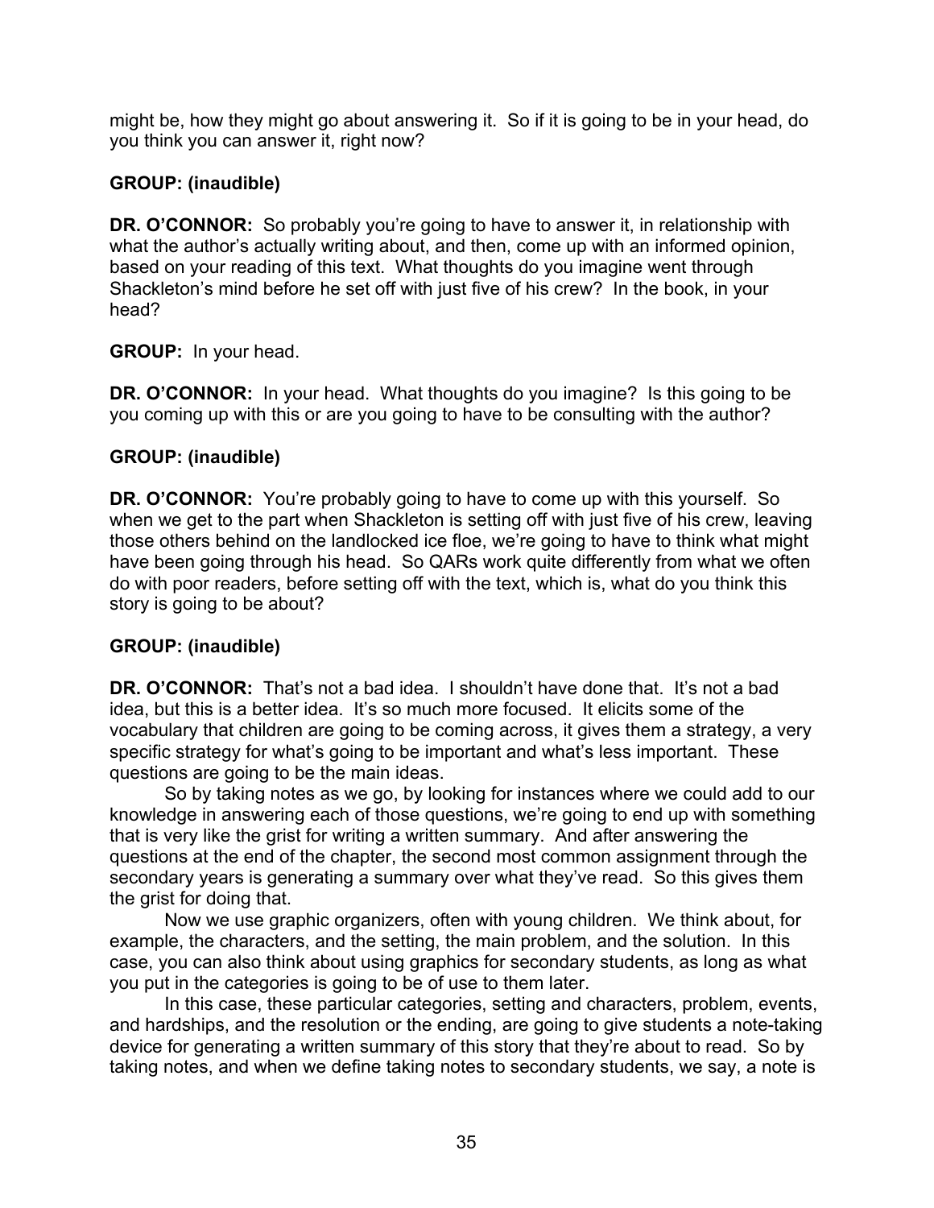might be, how they might go about answering it. So if it is going to be in your head, do you think you can answer it, right now?

**GROUP: (inaudible)**

**DR. O'CONNOR:** So probably you're going to have to answer it, in relationship with what the author's actually writing about, and then, come up with an informed opinion, based on your reading of this text. What thoughts do you imagine went through Shackleton's mind before he set off with just five of his crew? In the book, in your head?

**GROUP:** In your head.

**DR. O'CONNOR:** In your head. What thoughts do you imagine? Is this going to be you coming up with this or are you going to have to be consulting with the author?

**GROUP: (inaudible)**

**DR. O'CONNOR:** You're probably going to have to come up with this yourself. So when we get to the part when Shackleton is setting off with just five of his crew, leaving those others behind on the landlocked ice floe, we're going to have to think what might have been going through his head. So QARs work quite differently from what we often do with poor readers, before setting off with the text, which is, what do you think this story is going to be about?

**GROUP: (inaudible)**

**DR. O'CONNOR:** That's not a bad idea. I shouldn't have done that. It's not a bad idea, but this is a better idea. It's so much more focused. It elicits some of the vocabulary that children are going to be coming across, it gives them a strategy, a very specific strategy for what's going to be important and what's less important. These questions are going to be the main ideas.

So by taking notes as we go, by looking for instances where we could add to our knowledge in answering each of those questions, we're going to end up with something that is very like the grist for writing a written summary. And after answering the questions at the end of the chapter, the second most common assignment through the secondary years is generating a summary over what they've read. So this gives them the grist for doing that.

Now we use graphic organizers, often with young children. We think about, for example, the characters, and the setting, the main problem, and the solution. In this case, you can also think about using graphics for secondary students, as long as what you put in the categories is going to be of use to them later.

In this case, these particular categories, setting and characters, problem, events, and hardships, and the resolution or the ending, are going to give students a note-taking device for generating a written summary of this story that they're about to read. So by taking notes, and when we define taking notes to secondary students, we say, a note is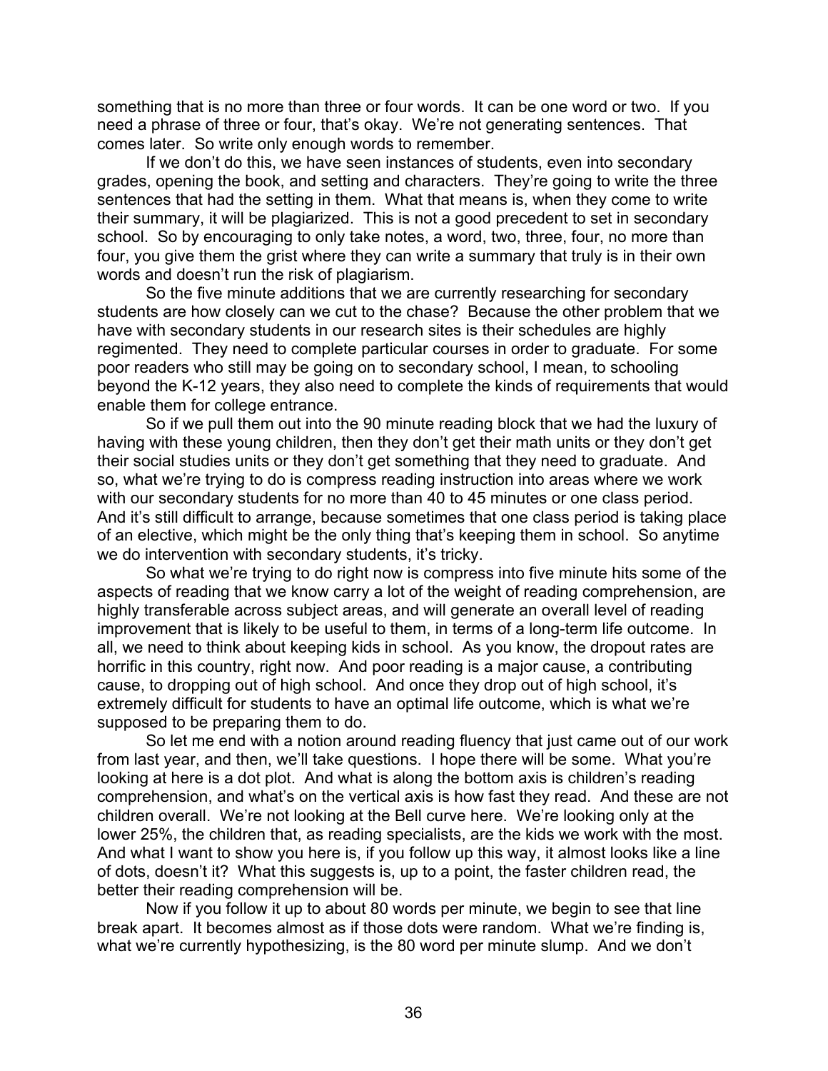something that is no more than three or four words. It can be one word or two. If you need a phrase of three or four, that's okay. We're not generating sentences. That comes later. So write only enough words to remember.

If we don't do this, we have seen instances of students, even into secondary grades, opening the book, and setting and characters. They're going to write the three sentences that had the setting in them. What that means is, when they come to write their summary, it will be plagiarized. This is not a good precedent to set in secondary school. So by encouraging to only take notes, a word, two, three, four, no more than four, you give them the grist where they can write a summary that truly is in their own words and doesn't run the risk of plagiarism.

So the five minute additions that we are currently researching for secondary students are how closely can we cut to the chase? Because the other problem that we have with secondary students in our research sites is their schedules are highly regimented. They need to complete particular courses in order to graduate. For some poor readers who still may be going on to secondary school, I mean, to schooling beyond the K-12 years, they also need to complete the kinds of requirements that would enable them for college entrance.

So if we pull them out into the 90 minute reading block that we had the luxury of having with these young children, then they don't get their math units or they don't get their social studies units or they don't get something that they need to graduate. And so, what we're trying to do is compress reading instruction into areas where we work with our secondary students for no more than 40 to 45 minutes or one class period. And it's still difficult to arrange, because sometimes that one class period is taking place of an elective, which might be the only thing that's keeping them in school. So anytime we do intervention with secondary students, it's tricky.

So what we're trying to do right now is compress into five minute hits some of the aspects of reading that we know carry a lot of the weight of reading comprehension, are highly transferable across subject areas, and will generate an overall level of reading improvement that is likely to be useful to them, in terms of a long-term life outcome. In all, we need to think about keeping kids in school. As you know, the dropout rates are horrific in this country, right now. And poor reading is a major cause, a contributing cause, to dropping out of high school. And once they drop out of high school, it's extremely difficult for students to have an optimal life outcome, which is what we're supposed to be preparing them to do.

So let me end with a notion around reading fluency that just came out of our work from last year, and then, we'll take questions. I hope there will be some. What you're looking at here is a dot plot. And what is along the bottom axis is children's reading comprehension, and what's on the vertical axis is how fast they read. And these are not children overall. We're not looking at the Bell curve here. We're looking only at the lower 25%, the children that, as reading specialists, are the kids we work with the most. And what I want to show you here is, if you follow up this way, it almost looks like a line of dots, doesn't it? What this suggests is, up to a point, the faster children read, the better their reading comprehension will be.

Now if you follow it up to about 80 words per minute, we begin to see that line break apart. It becomes almost as if those dots were random. What we're finding is, what we're currently hypothesizing, is the 80 word per minute slump. And we don't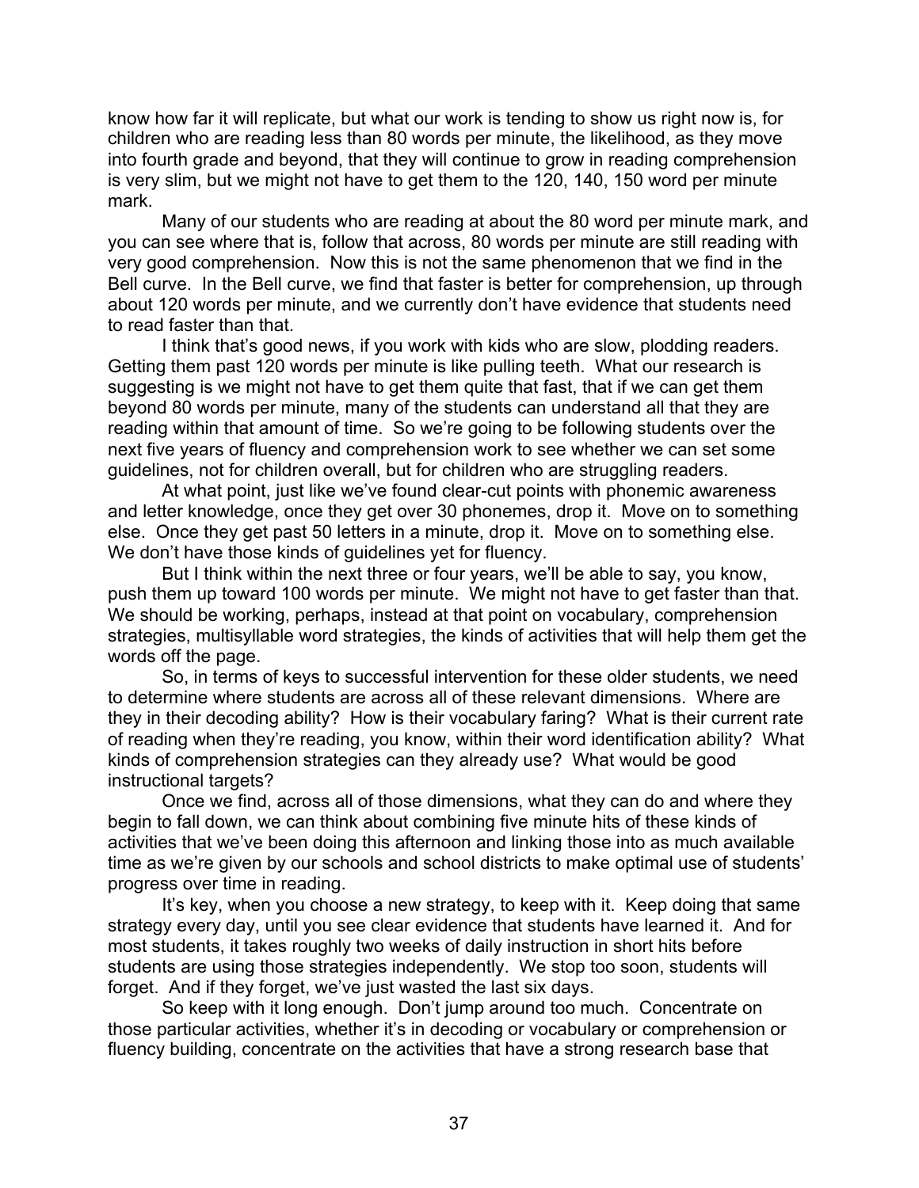know how far it will replicate, but what our work is tending to show us right now is, for children who are reading less than 80 words per minute, the likelihood, as they move into fourth grade and beyond, that they will continue to grow in reading comprehension is very slim, but we might not have to get them to the 120, 140, 150 word per minute mark.

Many of our students who are reading at about the 80 word per minute mark, and you can see where that is, follow that across, 80 words per minute are still reading with very good comprehension. Now this is not the same phenomenon that we find in the Bell curve. In the Bell curve, we find that faster is better for comprehension, up through about 120 words per minute, and we currently don't have evidence that students need to read faster than that.

I think that's good news, if you work with kids who are slow, plodding readers. Getting them past 120 words per minute is like pulling teeth. What our research is suggesting is we might not have to get them quite that fast, that if we can get them beyond 80 words per minute, many of the students can understand all that they are reading within that amount of time. So we're going to be following students over the next five years of fluency and comprehension work to see whether we can set some guidelines, not for children overall, but for children who are struggling readers.

At what point, just like we've found clear-cut points with phonemic awareness and letter knowledge, once they get over 30 phonemes, drop it. Move on to something else. Once they get past 50 letters in a minute, drop it. Move on to something else. We don't have those kinds of guidelines yet for fluency.

But I think within the next three or four years, we'll be able to say, you know, push them up toward 100 words per minute. We might not have to get faster than that. We should be working, perhaps, instead at that point on vocabulary, comprehension strategies, multisyllable word strategies, the kinds of activities that will help them get the words off the page.

So, in terms of keys to successful intervention for these older students, we need to determine where students are across all of these relevant dimensions. Where are they in their decoding ability? How is their vocabulary faring? What is their current rate of reading when they're reading, you know, within their word identification ability? What kinds of comprehension strategies can they already use? What would be good instructional targets?

Once we find, across all of those dimensions, what they can do and where they begin to fall down, we can think about combining five minute hits of these kinds of activities that we've been doing this afternoon and linking those into as much available time as we're given by our schools and school districts to make optimal use of students' progress over time in reading.

It's key, when you choose a new strategy, to keep with it. Keep doing that same strategy every day, until you see clear evidence that students have learned it. And for most students, it takes roughly two weeks of daily instruction in short hits before students are using those strategies independently. We stop too soon, students will forget. And if they forget, we've just wasted the last six days.

So keep with it long enough. Don't jump around too much. Concentrate on those particular activities, whether it's in decoding or vocabulary or comprehension or fluency building, concentrate on the activities that have a strong research base that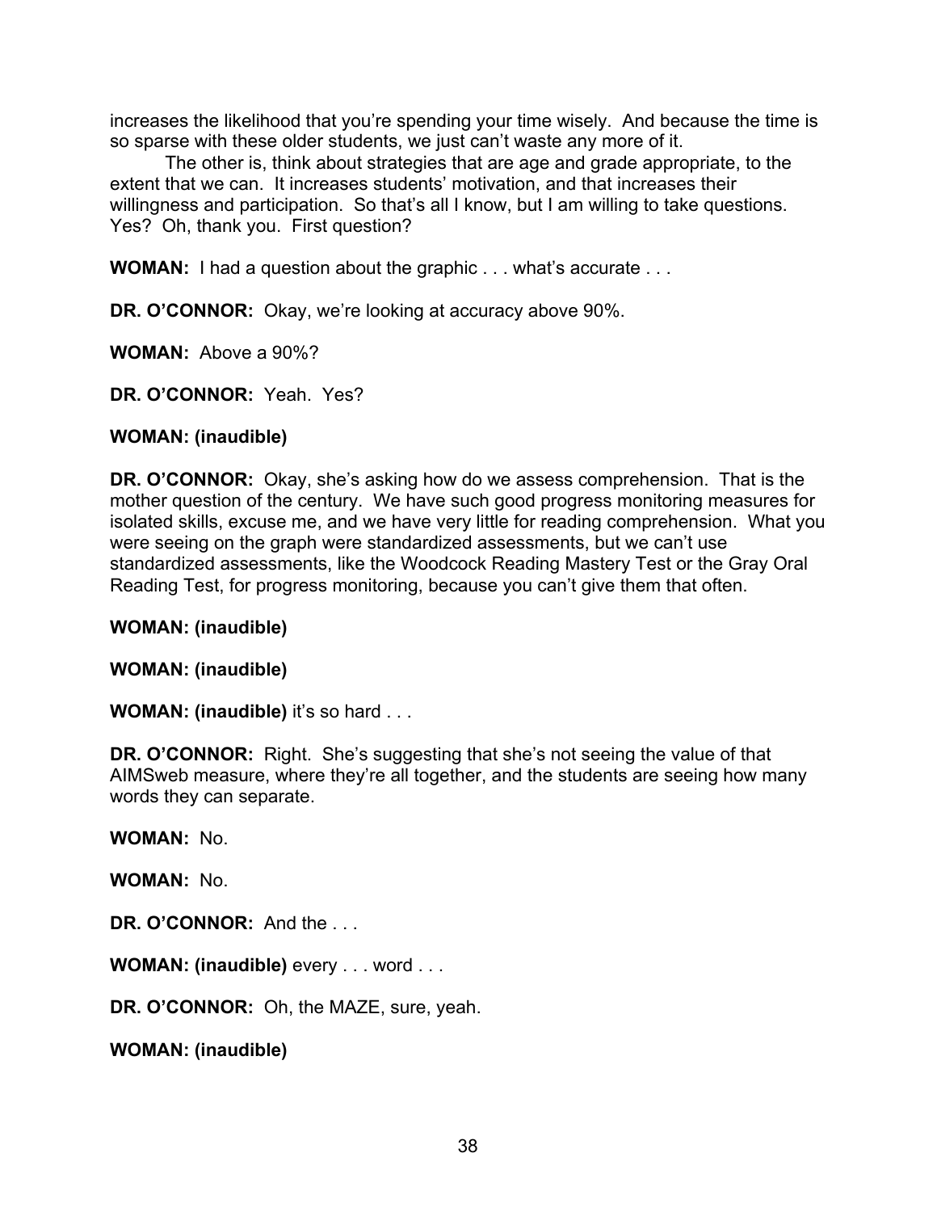increases the likelihood that you're spending your time wisely. And because the time is so sparse with these older students, we just can't waste any more of it.

The other is, think about strategies that are age and grade appropriate, to the extent that we can. It increases students' motivation, and that increases their willingness and participation. So that's all I know, but I am willing to take questions. Yes? Oh, thank you. First question?

**WOMAN:** I had a question about the graphic . . . what's accurate . . .

**DR. O'CONNOR:** Okay, we're looking at accuracy above 90%.

**WOMAN:** Above a 90%?

**DR. O'CONNOR:** Yeah. Yes?

**WOMAN: (inaudible)**

**DR. O'CONNOR:** Okay, she's asking how do we assess comprehension. That is the mother question of the century. We have such good progress monitoring measures for isolated skills, excuse me, and we have very little for reading comprehension. What you were seeing on the graph were standardized assessments, but we can't use standardized assessments, like the Woodcock Reading Mastery Test or the Gray Oral Reading Test, for progress monitoring, because you can't give them that often.

**WOMAN: (inaudible)**

**WOMAN: (inaudible)**

**WOMAN: (inaudible)** it's so hard . . .

**DR. O'CONNOR:** Right. She's suggesting that she's not seeing the value of that AIMSweb measure, where they're all together, and the students are seeing how many words they can separate.

**WOMAN:** No.

**WOMAN:** No.

**DR. O'CONNOR:** And the . . .

**WOMAN: (inaudible)** every . . . word . . .

**DR. O'CONNOR:** Oh, the MAZE, sure, yeah.

**WOMAN: (inaudible)**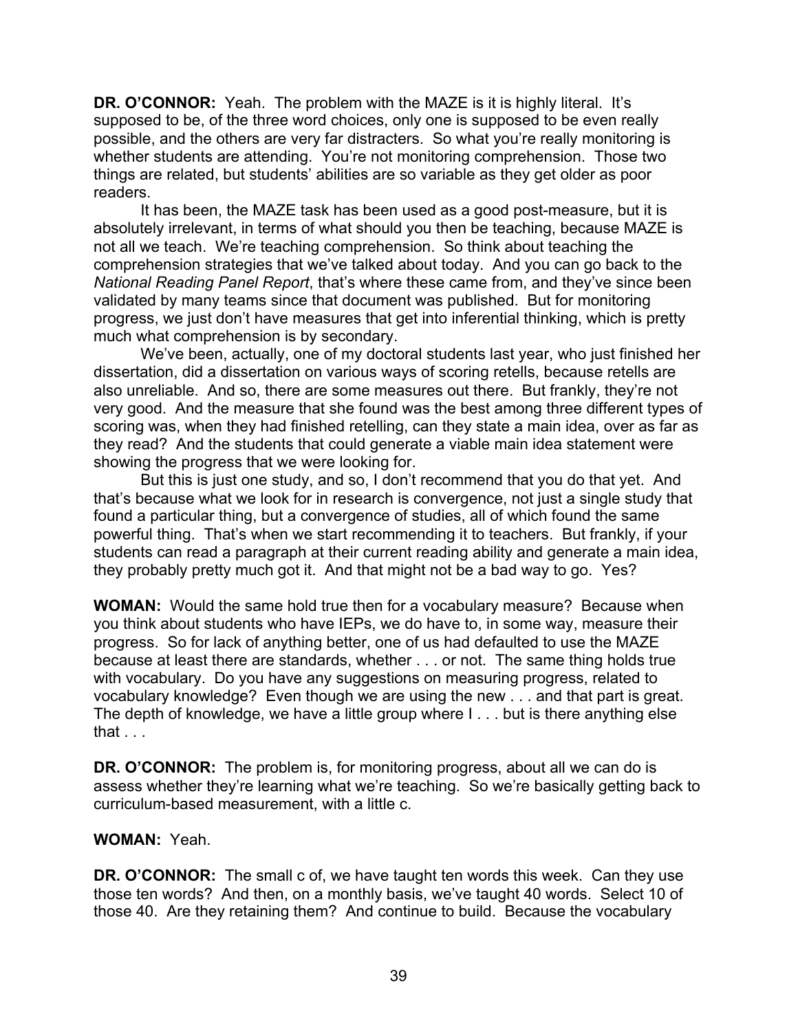**DR. O'CONNOR:** Yeah. The problem with the MAZE is it is highly literal. It's supposed to be, of the three word choices, only one is supposed to be even really possible, and the others are very far distracters. So what you're really monitoring is whether students are attending. You're not monitoring comprehension. Those two things are related, but students' abilities are so variable as they get older as poor readers.

It has been, the MAZE task has been used as a good post-measure, but it is absolutely irrelevant, in terms of what should you then be teaching, because MAZE is not all we teach. We're teaching comprehension. So think about teaching the comprehension strategies that we've talked about today. And you can go back to the *National Reading Panel Report*, that's where these came from, and they've since been validated by many teams since that document was published. But for monitoring progress, we just don't have measures that get into inferential thinking, which is pretty much what comprehension is by secondary.

We've been, actually, one of my doctoral students last year, who just finished her dissertation, did a dissertation on various ways of scoring retells, because retells are also unreliable. And so, there are some measures out there. But frankly, they're not very good. And the measure that she found was the best among three different types of scoring was, when they had finished retelling, can they state a main idea, over as far as they read? And the students that could generate a viable main idea statement were showing the progress that we were looking for.

But this is just one study, and so, I don't recommend that you do that yet. And that's because what we look for in research is convergence, not just a single study that found a particular thing, but a convergence of studies, all of which found the same powerful thing. That's when we start recommending it to teachers. But frankly, if your students can read a paragraph at their current reading ability and generate a main idea, they probably pretty much got it. And that might not be a bad way to go. Yes?

**WOMAN:** Would the same hold true then for a vocabulary measure? Because when you think about students who have IEPs, we do have to, in some way, measure their progress. So for lack of anything better, one of us had defaulted to use the MAZE because at least there are standards, whether . . . or not. The same thing holds true with vocabulary. Do you have any suggestions on measuring progress, related to vocabulary knowledge? Even though we are using the new . . . and that part is great. The depth of knowledge, we have a little group where I . . . but is there anything else that . . .

**DR. O'CONNOR:** The problem is, for monitoring progress, about all we can do is assess whether they're learning what we're teaching. So we're basically getting back to curriculum-based measurement, with a little c.

**WOMAN:** Yeah.

**DR. O'CONNOR:** The small c of, we have taught ten words this week. Can they use those ten words? And then, on a monthly basis, we've taught 40 words. Select 10 of those 40. Are they retaining them? And continue to build. Because the vocabulary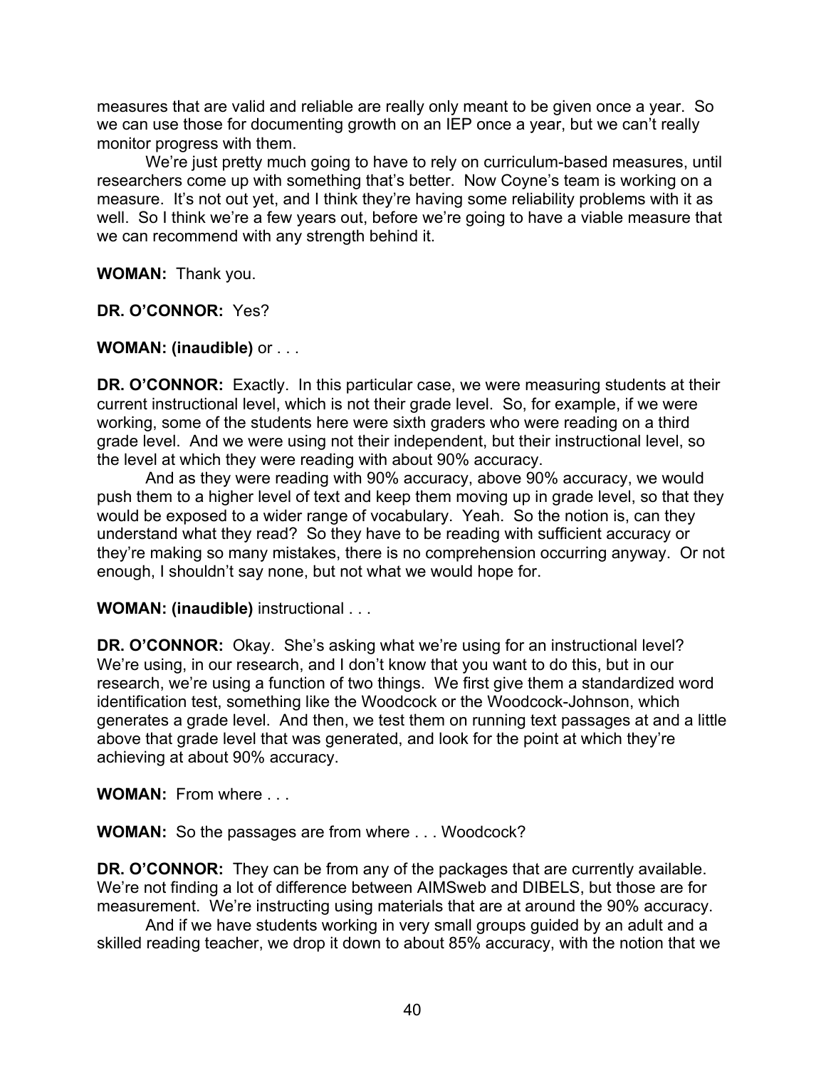measures that are valid and reliable are really only meant to be given once a year. So we can use those for documenting growth on an IEP once a year, but we can't really monitor progress with them.

We're just pretty much going to have to rely on curriculum-based measures, until researchers come up with something that's better. Now Coyne's team is working on a measure. It's not out yet, and I think they're having some reliability problems with it as well. So I think we're a few years out, before we're going to have a viable measure that we can recommend with any strength behind it.

**WOMAN:** Thank you.

**DR. O'CONNOR:** Yes?

**WOMAN: (inaudible)** or . . .

**DR. O'CONNOR:** Exactly. In this particular case, we were measuring students at their current instructional level, which is not their grade level. So, for example, if we were working, some of the students here were sixth graders who were reading on a third grade level. And we were using not their independent, but their instructional level, so the level at which they were reading with about 90% accuracy.

And as they were reading with 90% accuracy, above 90% accuracy, we would push them to a higher level of text and keep them moving up in grade level, so that they would be exposed to a wider range of vocabulary. Yeah. So the notion is, can they understand what they read? So they have to be reading with sufficient accuracy or they're making so many mistakes, there is no comprehension occurring anyway. Or not enough, I shouldn't say none, but not what we would hope for.

**WOMAN: (inaudible)** instructional . . .

**DR. O'CONNOR:** Okay. She's asking what we're using for an instructional level? We're using, in our research, and I don't know that you want to do this, but in our research, we're using a function of two things. We first give them a standardized word identification test, something like the Woodcock or the Woodcock-Johnson, which generates a grade level. And then, we test them on running text passages at and a little above that grade level that was generated, and look for the point at which they're achieving at about 90% accuracy.

**WOMAN:** From where . . .

**WOMAN:** So the passages are from where . . . Woodcock?

**DR. O'CONNOR:** They can be from any of the packages that are currently available. We're not finding a lot of difference between AIMSweb and DIBELS, but those are for measurement. We're instructing using materials that are at around the 90% accuracy.

And if we have students working in very small groups guided by an adult and a skilled reading teacher, we drop it down to about 85% accuracy, with the notion that we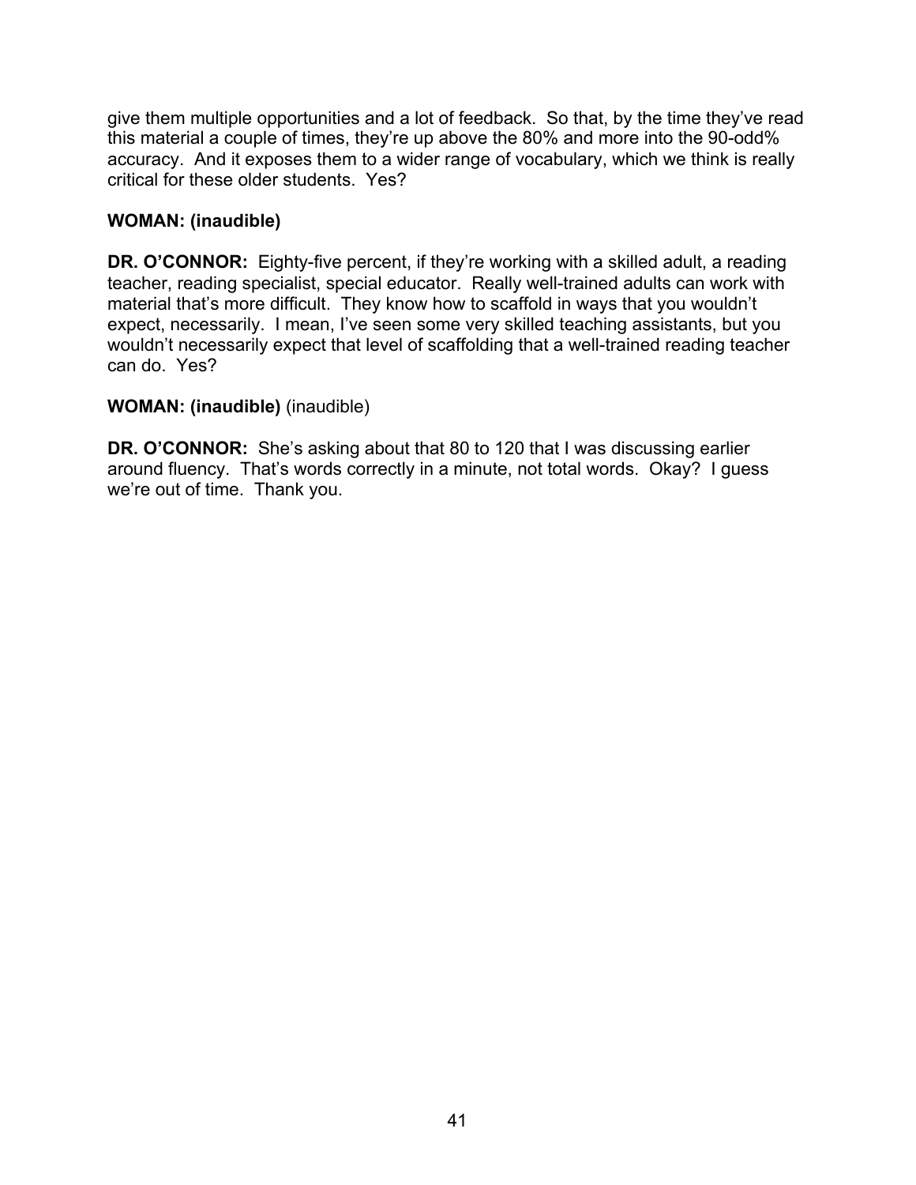give them multiple opportunities and a lot of feedback. So that, by the time they've read this material a couple of times, they're up above the 80% and more into the 90-odd% accuracy. And it exposes them to a wider range of vocabulary, which we think is really critical for these older students. Yes?

**WOMAN: (inaudible)**

**DR. O'CONNOR:** Eighty-five percent, if they're working with a skilled adult, a reading teacher, reading specialist, special educator. Really well-trained adults can work with material that's more difficult. They know how to scaffold in ways that you wouldn't expect, necessarily. I mean, I've seen some very skilled teaching assistants, but you wouldn't necessarily expect that level of scaffolding that a well-trained reading teacher can do. Yes?

**WOMAN: (inaudible)** (inaudible)

**DR. O'CONNOR:** She's asking about that 80 to 120 that I was discussing earlier around fluency. That's words correctly in a minute, not total words. Okay? I guess we're out of time. Thank you.